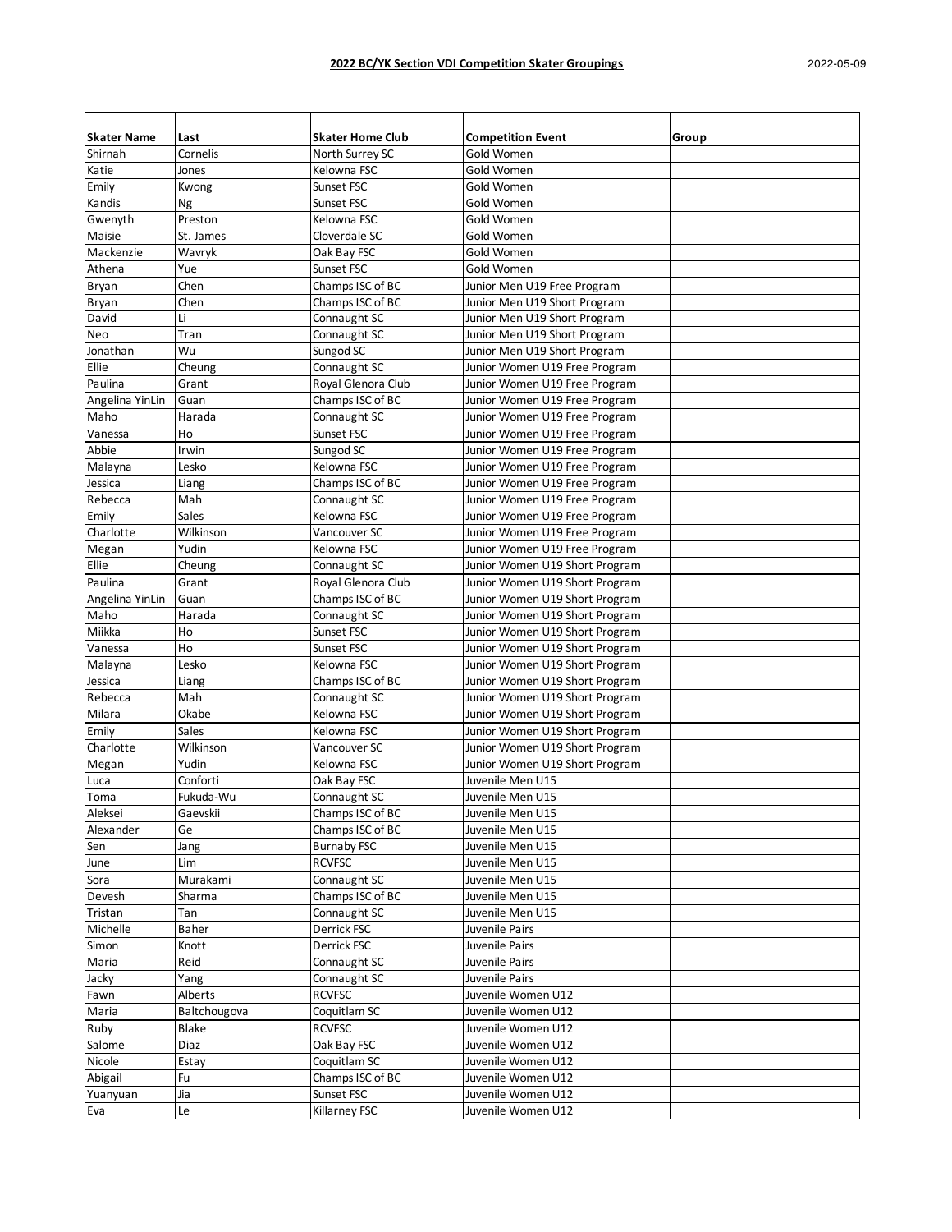**2022 BC/YK Section VDI Competition Skater Groupings**

2022-05-09

| Skater Name | Last | Skater Home Club | Competition Event | Group |
|---|---|---|---|---|
| Shirnah | Cornelis | North Surrey SC | Gold Women | |
| Katie | Jones | Kelowna FSC | Gold Women | |
| Emily | Kwong | Sunset FSC | Gold Women | |
| Kandis | Ng | Sunset FSC | Gold Women | |
| Gwenyth | Preston | Kelowna FSC | Gold Women | |
| Maisie | St. James | Cloverdale SC | Gold Women | |
| Mackenzie | Wavryk | Oak Bay FSC | Gold Women | |
| Athena | Yue | Sunset FSC | Gold Women | |
| Bryan | Chen | Champs ISC of BC | Junior Men U19 Free Program | |
| Bryan | Chen | Champs ISC of BC | Junior Men U19 Short Program | |
| David | Li | Connaught SC | Junior Men U19 Short Program | |
| Neo | Tran | Connaught SC | Junior Men U19 Short Program | |
| Jonathan | Wu | Sungod SC | Junior Men U19 Short Program | |
| Ellie | Cheung | Connaught SC | Junior Women U19 Free Program | |
| Paulina | Grant | Royal Glenora Club | Junior Women U19 Free Program | |
| Angelina YinLin | Guan | Champs ISC of BC | Junior Women U19 Free Program | |
| Maho | Harada | Connaught SC | Junior Women U19 Free Program | |
| Vanessa | Ho | Sunset FSC | Junior Women U19 Free Program | |
| Abbie | Irwin | Sungod SC | Junior Women U19 Free Program | |
| Malayna | Lesko | Kelowna FSC | Junior Women U19 Free Program | |
| Jessica | Liang | Champs ISC of BC | Junior Women U19 Free Program | |
| Rebecca | Mah | Connaught SC | Junior Women U19 Free Program | |
| Emily | Sales | Kelowna FSC | Junior Women U19 Free Program | |
| Charlotte | Wilkinson | Vancouver SC | Junior Women U19 Free Program | |
| Megan | Yudin | Kelowna FSC | Junior Women U19 Free Program | |
| Ellie | Cheung | Connaught SC | Junior Women U19 Short Program | |
| Paulina | Grant | Royal Glenora Club | Junior Women U19 Short Program | |
| Angelina YinLin | Guan | Champs ISC of BC | Junior Women U19 Short Program | |
| Maho | Harada | Connaught SC | Junior Women U19 Short Program | |
| Miikka | Ho | Sunset FSC | Junior Women U19 Short Program | |
| Vanessa | Ho | Sunset FSC | Junior Women U19 Short Program | |
| Malayna | Lesko | Kelowna FSC | Junior Women U19 Short Program | |
| Jessica | Liang | Champs ISC of BC | Junior Women U19 Short Program | |
| Rebecca | Mah | Connaught SC | Junior Women U19 Short Program | |
| Milara | Okabe | Kelowna FSC | Junior Women U19 Short Program | |
| Emily | Sales | Kelowna FSC | Junior Women U19 Short Program | |
| Charlotte | Wilkinson | Vancouver SC | Junior Women U19 Short Program | |
| Megan | Yudin | Kelowna FSC | Junior Women U19 Short Program | |
| Luca | Conforti | Oak Bay FSC | Juvenile Men U15 | |
| Toma | Fukuda-Wu | Connaught SC | Juvenile Men U15 | |
| Aleksei | Gaevskii | Champs ISC of BC | Juvenile Men U15 | |
| Alexander | Ge | Champs ISC of BC | Juvenile Men U15 | |
| Sen | Jang | Burnaby FSC | Juvenile Men U15 | |
| June | Lim | RCVFSC | Juvenile Men U15 | |
| Sora | Murakami | Connaught SC | Juvenile Men U15 | |
| Devesh | Sharma | Champs ISC of BC | Juvenile Men U15 | |
| Tristan | Tan | Connaught SC | Juvenile Men U15 | |
| Michelle | Baher | Derrick FSC | Juvenile Pairs | |
| Simon | Knott | Derrick FSC | Juvenile Pairs | |
| Maria | Reid | Connaught SC | Juvenile Pairs | |
| Jacky | Yang | Connaught SC | Juvenile Pairs | |
| Fawn | Alberts | RCVFSC | Juvenile Women U12 | |
| Maria | Baltchougova | Coquitlam SC | Juvenile Women U12 | |
| Ruby | Blake | RCVFSC | Juvenile Women U12 | |
| Salome | Diaz | Oak Bay FSC | Juvenile Women U12 | |
| Nicole | Estay | Coquitlam SC | Juvenile Women U12 | |
| Abigail | Fu | Champs ISC of BC | Juvenile Women U12 | |
| Yuanyuan | Jia | Sunset FSC | Juvenile Women U12 | |
| Eva | Le | Killarney FSC | Juvenile Women U12 | |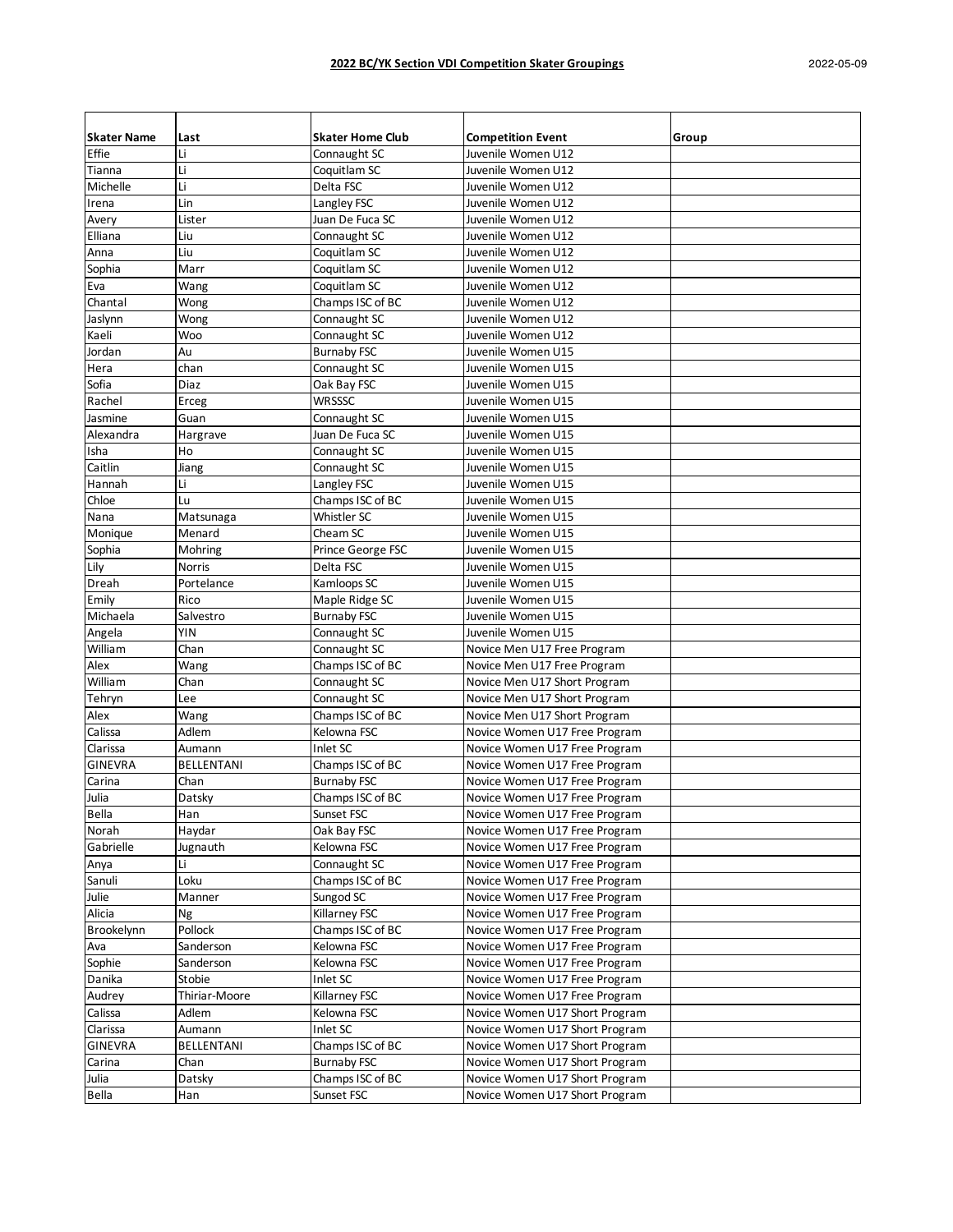**2022 BC/YK Section VDI Competition Skater Groupings**

2022-05-09

| Skater Name | Last | Skater Home Club | Competition Event | Group |
|---|---|---|---|---|
| Effie | Li | Connaught SC | Juvenile Women U12 | |
| Tianna | Li | Coquitlam SC | Juvenile Women U12 | |
| Michelle | Li | Delta FSC | Juvenile Women U12 | |
| Irena | Lin | Langley FSC | Juvenile Women U12 | |
| Avery | Lister | Juan De Fuca SC | Juvenile Women U12 | |
| Elliana | Liu | Connaught SC | Juvenile Women U12 | |
| Anna | Liu | Coquitlam SC | Juvenile Women U12 | |
| Sophia | Marr | Coquitlam SC | Juvenile Women U12 | |
| Eva | Wang | Coquitlam SC | Juvenile Women U12 | |
| Chantal | Wong | Champs ISC of BC | Juvenile Women U12 | |
| Jaslynn | Wong | Connaught SC | Juvenile Women U12 | |
| Kaeli | Woo | Connaught SC | Juvenile Women U12 | |
| Jordan | Au | Burnaby FSC | Juvenile Women U15 | |
| Hera | chan | Connaught SC | Juvenile Women U15 | |
| Sofia | Diaz | Oak Bay FSC | Juvenile Women U15 | |
| Rachel | Erceg | WRSSSC | Juvenile Women U15 | |
| Jasmine | Guan | Connaught SC | Juvenile Women U15 | |
| Alexandra | Hargrave | Juan De Fuca SC | Juvenile Women U15 | |
| Isha | Ho | Connaught SC | Juvenile Women U15 | |
| Caitlin | Jiang | Connaught SC | Juvenile Women U15 | |
| Hannah | Li | Langley FSC | Juvenile Women U15 | |
| Chloe | Lu | Champs ISC of BC | Juvenile Women U15 | |
| Nana | Matsunaga | Whistler SC | Juvenile Women U15 | |
| Monique | Menard | Cheam SC | Juvenile Women U15 | |
| Sophia | Mohring | Prince George FSC | Juvenile Women U15 | |
| Lily | Norris | Delta FSC | Juvenile Women U15 | |
| Dreah | Portelance | Kamloops SC | Juvenile Women U15 | |
| Emily | Rico | Maple Ridge SC | Juvenile Women U15 | |
| Michaela | Salvestro | Burnaby FSC | Juvenile Women U15 | |
| Angela | YIN | Connaught SC | Juvenile Women U15 | |
| William | Chan | Connaught SC | Novice Men U17 Free Program | |
| Alex | Wang | Champs ISC of BC | Novice Men U17 Free Program | |
| William | Chan | Connaught SC | Novice Men U17 Short Program | |
| Tehryn | Lee | Connaught SC | Novice Men U17 Short Program | |
| Alex | Wang | Champs ISC of BC | Novice Men U17 Short Program | |
| Calissa | Adlem | Kelowna FSC | Novice Women U17 Free Program | |
| Clarissa | Aumann | Inlet SC | Novice Women U17 Free Program | |
| GINEVRA | BELLENTANI | Champs ISC of BC | Novice Women U17 Free Program | |
| Carina | Chan | Burnaby FSC | Novice Women U17 Free Program | |
| Julia | Datsky | Champs ISC of BC | Novice Women U17 Free Program | |
| Bella | Han | Sunset FSC | Novice Women U17 Free Program | |
| Norah | Haydar | Oak Bay FSC | Novice Women U17 Free Program | |
| Gabrielle | Jugnauth | Kelowna FSC | Novice Women U17 Free Program | |
| Anya | Li | Connaught SC | Novice Women U17 Free Program | |
| Sanuli | Loku | Champs ISC of BC | Novice Women U17 Free Program | |
| Julie | Manner | Sungod SC | Novice Women U17 Free Program | |
| Alicia | Ng | Killarney FSC | Novice Women U17 Free Program | |
| Brookelynn | Pollock | Champs ISC of BC | Novice Women U17 Free Program | |
| Ava | Sanderson | Kelowna FSC | Novice Women U17 Free Program | |
| Sophie | Sanderson | Kelowna FSC | Novice Women U17 Free Program | |
| Danika | Stobie | Inlet SC | Novice Women U17 Free Program | |
| Audrey | Thiriar-Moore | Killarney FSC | Novice Women U17 Free Program | |
| Calissa | Adlem | Kelowna FSC | Novice Women U17 Short Program | |
| Clarissa | Aumann | Inlet SC | Novice Women U17 Short Program | |
| GINEVRA | BELLENTANI | Champs ISC of BC | Novice Women U17 Short Program | |
| Carina | Chan | Burnaby FSC | Novice Women U17 Short Program | |
| Julia | Datsky | Champs ISC of BC | Novice Women U17 Short Program | |
| Bella | Han | Sunset FSC | Novice Women U17 Short Program | |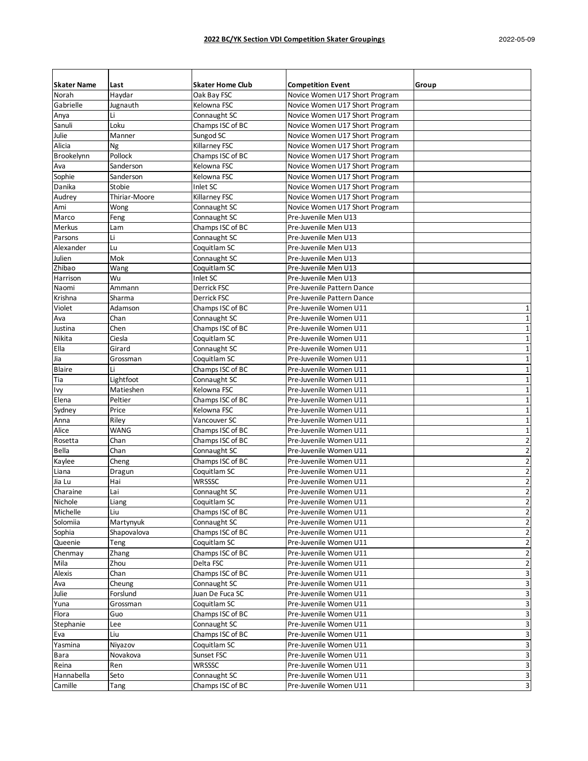**2022 BC/YK Section VDI Competition Skater Groupings**

2022-05-09

| Skater Name | Last | Skater Home Club | Competition Event | Group |
|---|---|---|---|---|
| Norah | Haydar | Oak Bay FSC | Novice Women U17 Short Program | |
| Gabrielle | Jugnauth | Kelowna FSC | Novice Women U17 Short Program | |
| Anya | Li | Connaught SC | Novice Women U17 Short Program | |
| Sanuli | Loku | Champs ISC of BC | Novice Women U17 Short Program | |
| Julie | Manner | Sungod SC | Novice Women U17 Short Program | |
| Alicia | Ng | Killarney FSC | Novice Women U17 Short Program | |
| Brookelynn | Pollock | Champs ISC of BC | Novice Women U17 Short Program | |
| Ava | Sanderson | Kelowna FSC | Novice Women U17 Short Program | |
| Sophie | Sanderson | Kelowna FSC | Novice Women U17 Short Program | |
| Danika | Stobie | Inlet SC | Novice Women U17 Short Program | |
| Audrey | Thiriar-Moore | Killarney FSC | Novice Women U17 Short Program | |
| Ami | Wong | Connaught SC | Novice Women U17 Short Program | |
| Marco | Feng | Connaught SC | Pre-Juvenile Men U13 | |
| Merkus | Lam | Champs ISC of BC | Pre-Juvenile Men U13 | |
| Parsons | Li | Connaught SC | Pre-Juvenile Men U13 | |
| Alexander | Lu | Coquitlam SC | Pre-Juvenile Men U13 | |
| Julien | Mok | Connaught SC | Pre-Juvenile Men U13 | |
| Zhibao | Wang | Coquitlam SC | Pre-Juvenile Men U13 | |
| Harrison | Wu | Inlet SC | Pre-Juvenile Men U13 | |
| Naomi | Ammann | Derrick FSC | Pre-Juvenile Pattern Dance | |
| Krishna | Sharma | Derrick FSC | Pre-Juvenile Pattern Dance | |
| Violet | Adamson | Champs ISC of BC | Pre-Juvenile Women U11 | 1 |
| Ava | Chan | Connaught SC | Pre-Juvenile Women U11 | 1 |
| Justina | Chen | Champs ISC of BC | Pre-Juvenile Women U11 | 1 |
| Nikita | Ciesla | Coquitlam SC | Pre-Juvenile Women U11 | 1 |
| Ella | Girard | Connaught SC | Pre-Juvenile Women U11 | 1 |
| Jia | Grossman | Coquitlam SC | Pre-Juvenile Women U11 | 1 |
| Blaire | Li | Champs ISC of BC | Pre-Juvenile Women U11 | 1 |
| Tia | Lightfoot | Connaught SC | Pre-Juvenile Women U11 | 1 |
| Ivy | Matieshen | Kelowna FSC | Pre-Juvenile Women U11 | 1 |
| Elena | Peltier | Champs ISC of BC | Pre-Juvenile Women U11 | 1 |
| Sydney | Price | Kelowna FSC | Pre-Juvenile Women U11 | 1 |
| Anna | Riley | Vancouver SC | Pre-Juvenile Women U11 | 1 |
| Alice | WANG | Champs ISC of BC | Pre-Juvenile Women U11 | 1 |
| Rosetta | Chan | Champs ISC of BC | Pre-Juvenile Women U11 | 2 |
| Bella | Chan | Connaught SC | Pre-Juvenile Women U11 | 2 |
| Kaylee | Cheng | Champs ISC of BC | Pre-Juvenile Women U11 | 2 |
| Liana | Dragun | Coquitlam SC | Pre-Juvenile Women U11 | 2 |
| Jia Lu | Hai | WRSSSC | Pre-Juvenile Women U11 | 2 |
| Charaine | Lai | Connaught SC | Pre-Juvenile Women U11 | 2 |
| Nichole | Liang | Coquitlam SC | Pre-Juvenile Women U11 | 2 |
| Michelle | Liu | Champs ISC of BC | Pre-Juvenile Women U11 | 2 |
| Solomiia | Martynyuk | Connaught SC | Pre-Juvenile Women U11 | 2 |
| Sophia | Shapovalova | Champs ISC of BC | Pre-Juvenile Women U11 | 2 |
| Queenie | Teng | Coquitlam SC | Pre-Juvenile Women U11 | 2 |
| Chenmay | Zhang | Champs ISC of BC | Pre-Juvenile Women U11 | 2 |
| Mila | Zhou | Delta FSC | Pre-Juvenile Women U11 | 2 |
| Alexis | Chan | Champs ISC of BC | Pre-Juvenile Women U11 | 3 |
| Ava | Cheung | Connaught SC | Pre-Juvenile Women U11 | 3 |
| Julie | Forslund | Juan De Fuca SC | Pre-Juvenile Women U11 | 3 |
| Yuna | Grossman | Coquitlam SC | Pre-Juvenile Women U11 | 3 |
| Flora | Guo | Champs ISC of BC | Pre-Juvenile Women U11 | 3 |
| Stephanie | Lee | Connaught SC | Pre-Juvenile Women U11 | 3 |
| Eva | Liu | Champs ISC of BC | Pre-Juvenile Women U11 | 3 |
| Yasmina | Niyazov | Coquitlam SC | Pre-Juvenile Women U11 | 3 |
| Bara | Novakova | Sunset FSC | Pre-Juvenile Women U11 | 3 |
| Reina | Ren | WRSSSC | Pre-Juvenile Women U11 | 3 |
| Hannabella | Seto | Connaught SC | Pre-Juvenile Women U11 | 3 |
| Camille | Tang | Champs ISC of BC | Pre-Juvenile Women U11 | 3 |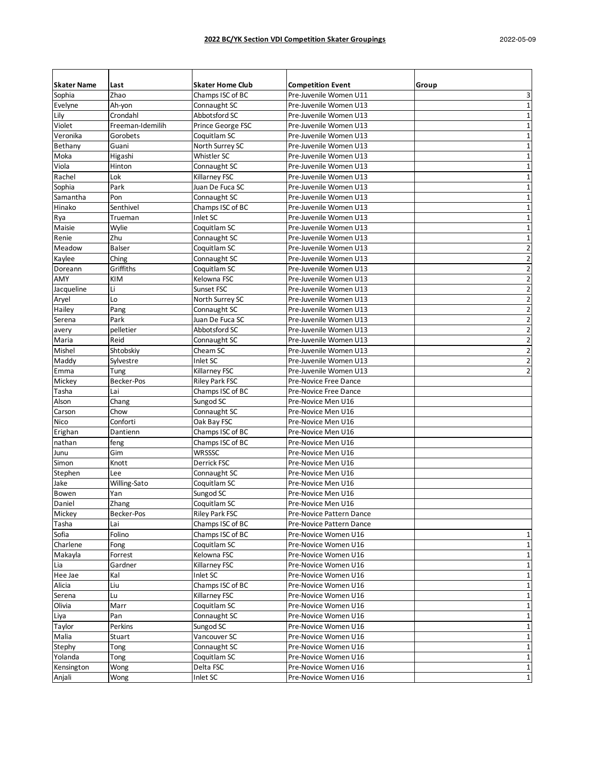**2022 BC/YK Section VDI Competition Skater Groupings**

2022-05-09

| Skater Name | Last | Skater Home Club | Competition Event | Group |
|---|---|---|---|---|
| Sophia | Zhao | Champs ISC of BC | Pre-Juvenile Women U11 | 3 |
| Evelyne | Ah-yon | Connaught SC | Pre-Juvenile Women U13 | 1 |
| Lily | Crondahl | Abbotsford SC | Pre-Juvenile Women U13 | 1 |
| Violet | Freeman-Idemilih | Prince George FSC | Pre-Juvenile Women U13 | 1 |
| Veronika | Gorobets | Coquitlam SC | Pre-Juvenile Women U13 | 1 |
| Bethany | Guani | North Surrey SC | Pre-Juvenile Women U13 | 1 |
| Moka | Higashi | Whistler SC | Pre-Juvenile Women U13 | 1 |
| Viola | Hinton | Connaught SC | Pre-Juvenile Women U13 | 1 |
| Rachel | Lok | Killarney FSC | Pre-Juvenile Women U13 | 1 |
| Sophia | Park | Juan De Fuca SC | Pre-Juvenile Women U13 | 1 |
| Samantha | Pon | Connaught SC | Pre-Juvenile Women U13 | 1 |
| Hinako | Senthivel | Champs ISC of BC | Pre-Juvenile Women U13 | 1 |
| Rya | Trueman | Inlet SC | Pre-Juvenile Women U13 | 1 |
| Maisie | Wylie | Coquitlam SC | Pre-Juvenile Women U13 | 1 |
| Renie | Zhu | Connaught SC | Pre-Juvenile Women U13 | 1 |
| Meadow | Balser | Coquitlam SC | Pre-Juvenile Women U13 | 2 |
| Kaylee | Ching | Connaught SC | Pre-Juvenile Women U13 | 2 |
| Doreann | Griffiths | Coquitlam SC | Pre-Juvenile Women U13 | 2 |
| AMY | KIM | Kelowna FSC | Pre-Juvenile Women U13 | 2 |
| Jacqueline | Li | Sunset FSC | Pre-Juvenile Women U13 | 2 |
| Aryel | Lo | North Surrey SC | Pre-Juvenile Women U13 | 2 |
| Hailey | Pang | Connaught SC | Pre-Juvenile Women U13 | 2 |
| Serena | Park | Juan De Fuca SC | Pre-Juvenile Women U13 | 2 |
| avery | pelletier | Abbotsford SC | Pre-Juvenile Women U13 | 2 |
| Maria | Reid | Connaught SC | Pre-Juvenile Women U13 | 2 |
| Mishel | Shtobskiy | Cheam SC | Pre-Juvenile Women U13 | 2 |
| Maddy | Sylvestre | Inlet SC | Pre-Juvenile Women U13 | 2 |
| Emma | Tung | Killarney FSC | Pre-Juvenile Women U13 | 2 |
| Mickey | Becker-Pos | Riley Park FSC | Pre-Novice Free Dance | |
| Tasha | Lai | Champs ISC of BC | Pre-Novice Free Dance | |
| Alson | Chang | Sungod SC | Pre-Novice Men U16 | |
| Carson | Chow | Connaught SC | Pre-Novice Men U16 | |
| Nico | Conforti | Oak Bay FSC | Pre-Novice Men U16 | |
| Erighan | Dantienn | Champs ISC of BC | Pre-Novice Men U16 | |
| nathan | feng | Champs ISC of BC | Pre-Novice Men U16 | |
| Junu | Gim | WRSSSC | Pre-Novice Men U16 | |
| Simon | Knott | Derrick FSC | Pre-Novice Men U16 | |
| Stephen | Lee | Connaught SC | Pre-Novice Men U16 | |
| Jake | Willing-Sato | Coquitlam SC | Pre-Novice Men U16 | |
| Bowen | Yan | Sungod SC | Pre-Novice Men U16 | |
| Daniel | Zhang | Coquitlam SC | Pre-Novice Men U16 | |
| Mickey | Becker-Pos | Riley Park FSC | Pre-Novice Pattern Dance | |
| Tasha | Lai | Champs ISC of BC | Pre-Novice Pattern Dance | |
| Sofia | Folino | Champs ISC of BC | Pre-Novice Women U16 | 1 |
| Charlene | Fong | Coquitlam SC | Pre-Novice Women U16 | 1 |
| Makayla | Forrest | Kelowna FSC | Pre-Novice Women U16 | 1 |
| Lia | Gardner | Killarney FSC | Pre-Novice Women U16 | 1 |
| Hee Jae | Kal | Inlet SC | Pre-Novice Women U16 | 1 |
| Alicia | Liu | Champs ISC of BC | Pre-Novice Women U16 | 1 |
| Serena | Lu | Killarney FSC | Pre-Novice Women U16 | 1 |
| Olivia | Marr | Coquitlam SC | Pre-Novice Women U16 | 1 |
| Liya | Pan | Connaught SC | Pre-Novice Women U16 | 1 |
| Taylor | Perkins | Sungod SC | Pre-Novice Women U16 | 1 |
| Malia | Stuart | Vancouver SC | Pre-Novice Women U16 | 1 |
| Stephy | Tong | Connaught SC | Pre-Novice Women U16 | 1 |
| Yolanda | Tong | Coquitlam SC | Pre-Novice Women U16 | 1 |
| Kensington | Wong | Delta FSC | Pre-Novice Women U16 | 1 |
| Anjali | Wong | Inlet SC | Pre-Novice Women U16 | 1 |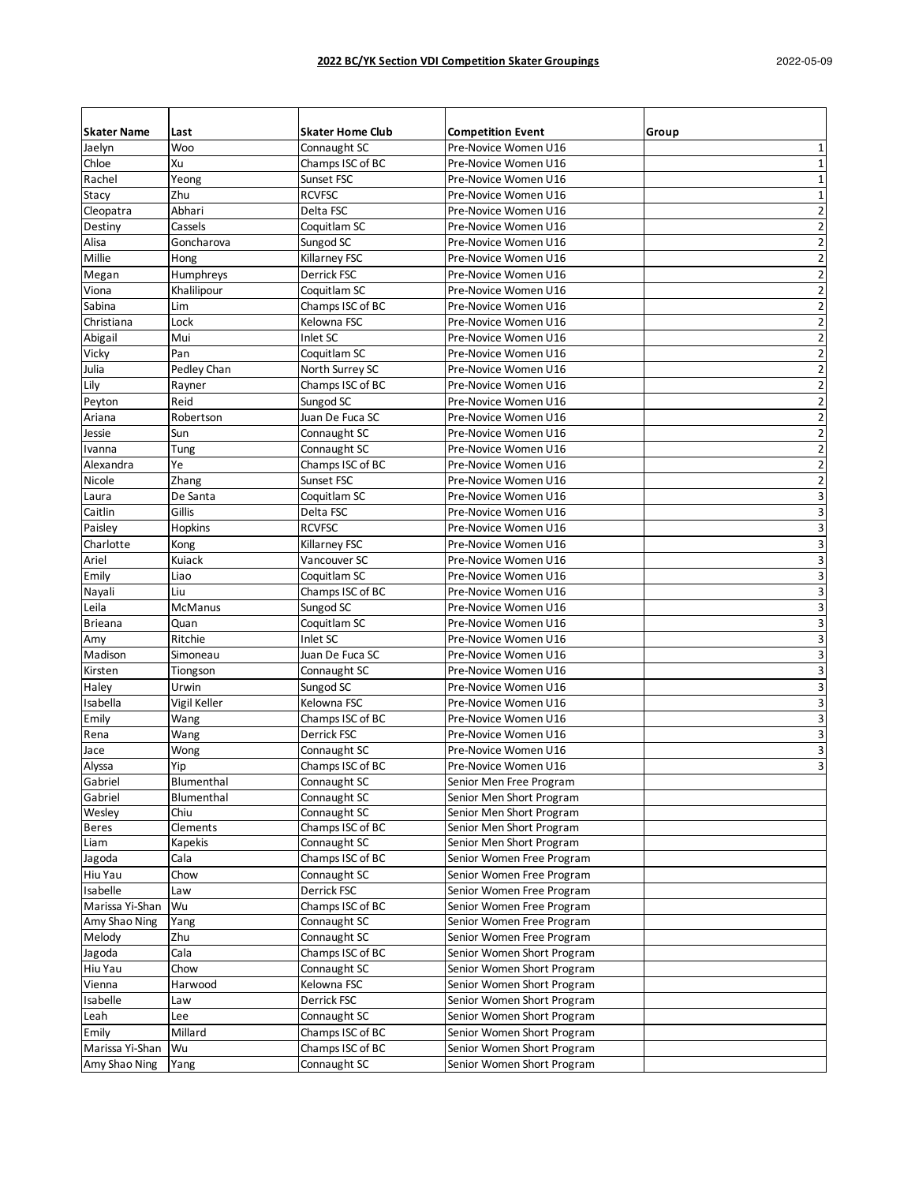**2022 BC/YK Section VDI Competition Skater Groupings**

2022-05-09

| Skater Name | Last | Skater Home Club | Competition Event | Group |
|---|---|---|---|---|
| Jaelyn | Woo | Connaught SC | Pre-Novice Women U16 | 1 |
| Chloe | Xu | Champs ISC of BC | Pre-Novice Women U16 | 1 |
| Rachel | Yeong | Sunset FSC | Pre-Novice Women U16 | 1 |
| Stacy | Zhu | RCVFSC | Pre-Novice Women U16 | 1 |
| Cleopatra | Abhari | Delta FSC | Pre-Novice Women U16 | 2 |
| Destiny | Cassels | Coquitlam SC | Pre-Novice Women U16 | 2 |
| Alisa | Goncharova | Sungod SC | Pre-Novice Women U16 | 2 |
| Millie | Hong | Killarney FSC | Pre-Novice Women U16 | 2 |
| Megan | Humphreys | Derrick FSC | Pre-Novice Women U16 | 2 |
| Viona | Khalilipour | Coquitlam SC | Pre-Novice Women U16 | 2 |
| Sabina | Lim | Champs ISC of BC | Pre-Novice Women U16 | 2 |
| Christiana | Lock | Kelowna FSC | Pre-Novice Women U16 | 2 |
| Abigail | Mui | Inlet SC | Pre-Novice Women U16 | 2 |
| Vicky | Pan | Coquitlam SC | Pre-Novice Women U16 | 2 |
| Julia | Pedley Chan | North Surrey SC | Pre-Novice Women U16 | 2 |
| Lily | Rayner | Champs ISC of BC | Pre-Novice Women U16 | 2 |
| Peyton | Reid | Sungod SC | Pre-Novice Women U16 | 2 |
| Ariana | Robertson | Juan De Fuca SC | Pre-Novice Women U16 | 2 |
| Jessie | Sun | Connaught SC | Pre-Novice Women U16 | 2 |
| Ivanna | Tung | Connaught SC | Pre-Novice Women U16 | 2 |
| Alexandra | Ye | Champs ISC of BC | Pre-Novice Women U16 | 2 |
| Nicole | Zhang | Sunset FSC | Pre-Novice Women U16 | 2 |
| Laura | De Santa | Coquitlam SC | Pre-Novice Women U16 | 3 |
| Caitlin | Gillis | Delta FSC | Pre-Novice Women U16 | 3 |
| Paisley | Hopkins | RCVFSC | Pre-Novice Women U16 | 3 |
| Charlotte | Kong | Killarney FSC | Pre-Novice Women U16 | 3 |
| Ariel | Kuiack | Vancouver SC | Pre-Novice Women U16 | 3 |
| Emily | Liao | Coquitlam SC | Pre-Novice Women U16 | 3 |
| Nayali | Liu | Champs ISC of BC | Pre-Novice Women U16 | 3 |
| Leila | McManus | Sungod SC | Pre-Novice Women U16 | 3 |
| Brieana | Quan | Coquitlam SC | Pre-Novice Women U16 | 3 |
| Amy | Ritchie | Inlet SC | Pre-Novice Women U16 | 3 |
| Madison | Simoneau | Juan De Fuca SC | Pre-Novice Women U16 | 3 |
| Kirsten | Tiongson | Connaught SC | Pre-Novice Women U16 | 3 |
| Haley | Urwin | Sungod SC | Pre-Novice Women U16 | 3 |
| Isabella | Vigil Keller | Kelowna FSC | Pre-Novice Women U16 | 3 |
| Emily | Wang | Champs ISC of BC | Pre-Novice Women U16 | 3 |
| Rena | Wang | Derrick FSC | Pre-Novice Women U16 | 3 |
| Jace | Wong | Connaught SC | Pre-Novice Women U16 | 3 |
| Alyssa | Yip | Champs ISC of BC | Pre-Novice Women U16 | 3 |
| Gabriel | Blumenthal | Connaught SC | Senior Men Free Program | |
| Gabriel | Blumenthal | Connaught SC | Senior Men Short Program | |
| Wesley | Chiu | Connaught SC | Senior Men Short Program | |
| Beres | Clements | Champs ISC of BC | Senior Men Short Program | |
| Liam | Kapekis | Connaught SC | Senior Men Short Program | |
| Jagoda | Cala | Champs ISC of BC | Senior Women Free Program | |
| Hiu Yau | Chow | Connaught SC | Senior Women Free Program | |
| Isabelle | Law | Derrick FSC | Senior Women Free Program | |
| Marissa Yi-Shan | Wu | Champs ISC of BC | Senior Women Free Program | |
| Amy Shao Ning | Yang | Connaught SC | Senior Women Free Program | |
| Melody | Zhu | Connaught SC | Senior Women Free Program | |
| Jagoda | Cala | Champs ISC of BC | Senior Women Short Program | |
| Hiu Yau | Chow | Connaught SC | Senior Women Short Program | |
| Vienna | Harwood | Kelowna FSC | Senior Women Short Program | |
| Isabelle | Law | Derrick FSC | Senior Women Short Program | |
| Leah | Lee | Connaught SC | Senior Women Short Program | |
| Emily | Millard | Champs ISC of BC | Senior Women Short Program | |
| Marissa Yi-Shan | Wu | Champs ISC of BC | Senior Women Short Program | |
| Amy Shao Ning | Yang | Connaught SC | Senior Women Short Program | |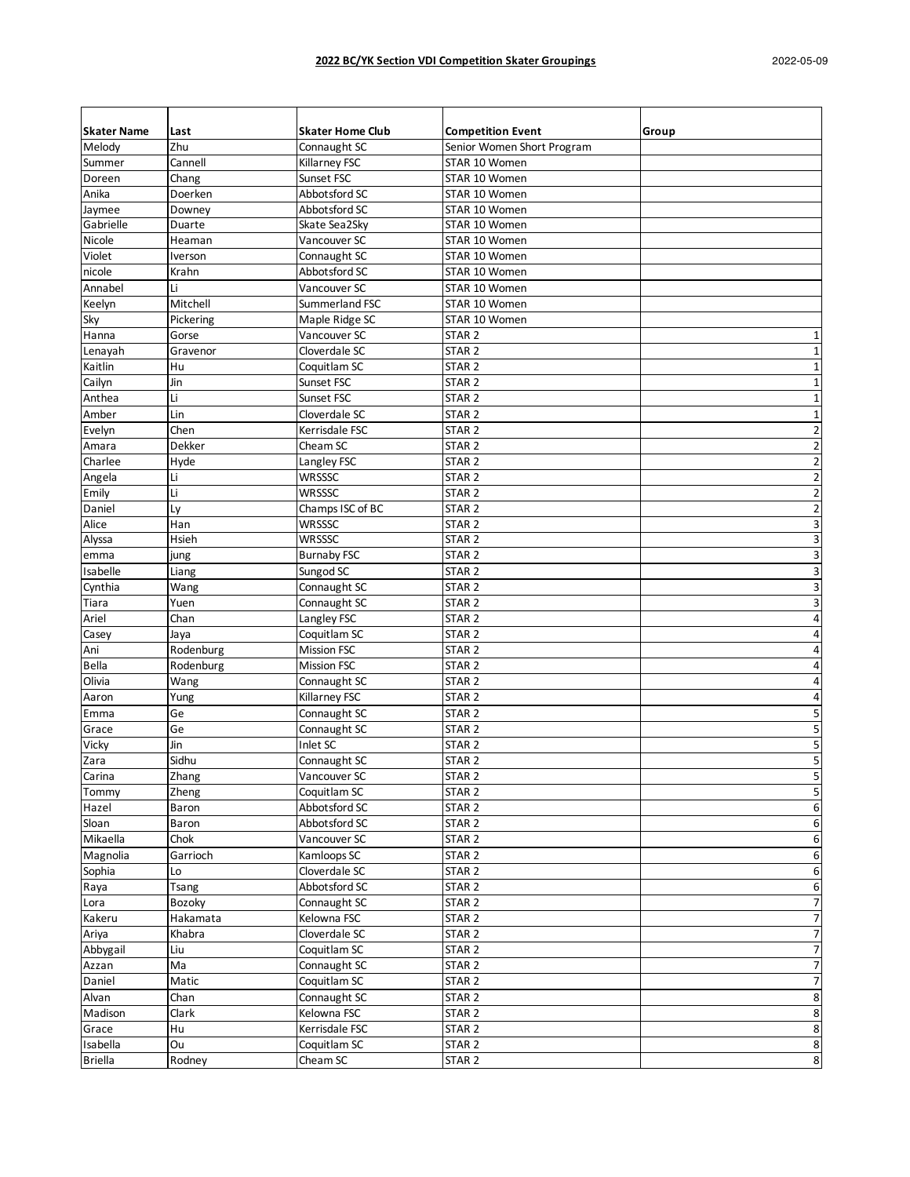**2022 BC/YK Section VDI Competition Skater Groupings**

2022-05-09

| Skater Name | Last | Skater Home Club | Competition Event | Group |
|---|---|---|---|---|
| Melody | Zhu | Connaught SC | Senior Women Short Program | |
| Summer | Cannell | Killarney FSC | STAR 10 Women | |
| Doreen | Chang | Sunset FSC | STAR 10 Women | |
| Anika | Doerken | Abbotsford SC | STAR 10 Women | |
| Jaymee | Downey | Abbotsford SC | STAR 10 Women | |
| Gabrielle | Duarte | Skate Sea2Sky | STAR 10 Women | |
| Nicole | Heaman | Vancouver SC | STAR 10 Women | |
| Violet | Iverson | Connaught SC | STAR 10 Women | |
| nicole | Krahn | Abbotsford SC | STAR 10 Women | |
| Annabel | Li | Vancouver SC | STAR 10 Women | |
| Keelyn | Mitchell | Summerland FSC | STAR 10 Women | |
| Sky | Pickering | Maple Ridge SC | STAR 10 Women | |
| Hanna | Gorse | Vancouver SC | STAR 2 | 1 |
| Lenayah | Gravenor | Cloverdale SC | STAR 2 | 1 |
| Kaitlin | Hu | Coquitlam SC | STAR 2 | 1 |
| Cailyn | Jin | Sunset FSC | STAR 2 | 1 |
| Anthea | Li | Sunset FSC | STAR 2 | 1 |
| Amber | Lin | Cloverdale SC | STAR 2 | 1 |
| Evelyn | Chen | Kerrisdale FSC | STAR 2 | 2 |
| Amara | Dekker | Cheam SC | STAR 2 | 2 |
| Charlee | Hyde | Langley FSC | STAR 2 | 2 |
| Angela | Li | WRSSSC | STAR 2 | 2 |
| Emily | Li | WRSSSC | STAR 2 | 2 |
| Daniel | Ly | Champs ISC of BC | STAR 2 | 2 |
| Alice | Han | WRSSSC | STAR 2 | 3 |
| Alyssa | Hsieh | WRSSSC | STAR 2 | 3 |
| emma | jung | Burnaby FSC | STAR 2 | 3 |
| Isabelle | Liang | Sungod SC | STAR 2 | 3 |
| Cynthia | Wang | Connaught SC | STAR 2 | 3 |
| Tiara | Yuen | Connaught SC | STAR 2 | 3 |
| Ariel | Chan | Langley FSC | STAR 2 | 4 |
| Casey | Jaya | Coquitlam SC | STAR 2 | 4 |
| Ani | Rodenburg | Mission FSC | STAR 2 | 4 |
| Bella | Rodenburg | Mission FSC | STAR 2 | 4 |
| Olivia | Wang | Connaught SC | STAR 2 | 4 |
| Aaron | Yung | Killarney FSC | STAR 2 | 4 |
| Emma | Ge | Connaught SC | STAR 2 | 5 |
| Grace | Ge | Connaught SC | STAR 2 | 5 |
| Vicky | Jin | Inlet SC | STAR 2 | 5 |
| Zara | Sidhu | Connaught SC | STAR 2 | 5 |
| Carina | Zhang | Vancouver SC | STAR 2 | 5 |
| Tommy | Zheng | Coquitlam SC | STAR 2 | 5 |
| Hazel | Baron | Abbotsford SC | STAR 2 | 6 |
| Sloan | Baron | Abbotsford SC | STAR 2 | 6 |
| Mikaella | Chok | Vancouver SC | STAR 2 | 6 |
| Magnolia | Garrioch | Kamloops SC | STAR 2 | 6 |
| Sophia | Lo | Cloverdale SC | STAR 2 | 6 |
| Raya | Tsang | Abbotsford SC | STAR 2 | 6 |
| Lora | Bozoky | Connaught SC | STAR 2 | 7 |
| Kakeru | Hakamata | Kelowna FSC | STAR 2 | 7 |
| Ariya | Khabra | Cloverdale SC | STAR 2 | 7 |
| Abbygail | Liu | Coquitlam SC | STAR 2 | 7 |
| Azzan | Ma | Connaught SC | STAR 2 | 7 |
| Daniel | Matic | Coquitlam SC | STAR 2 | 7 |
| Alvan | Chan | Connaught SC | STAR 2 | 8 |
| Madison | Clark | Kelowna FSC | STAR 2 | 8 |
| Grace | Hu | Kerrisdale FSC | STAR 2 | 8 |
| Isabella | Ou | Coquitlam SC | STAR 2 | 8 |
| Briella | Rodney | Cheam SC | STAR 2 | 8 |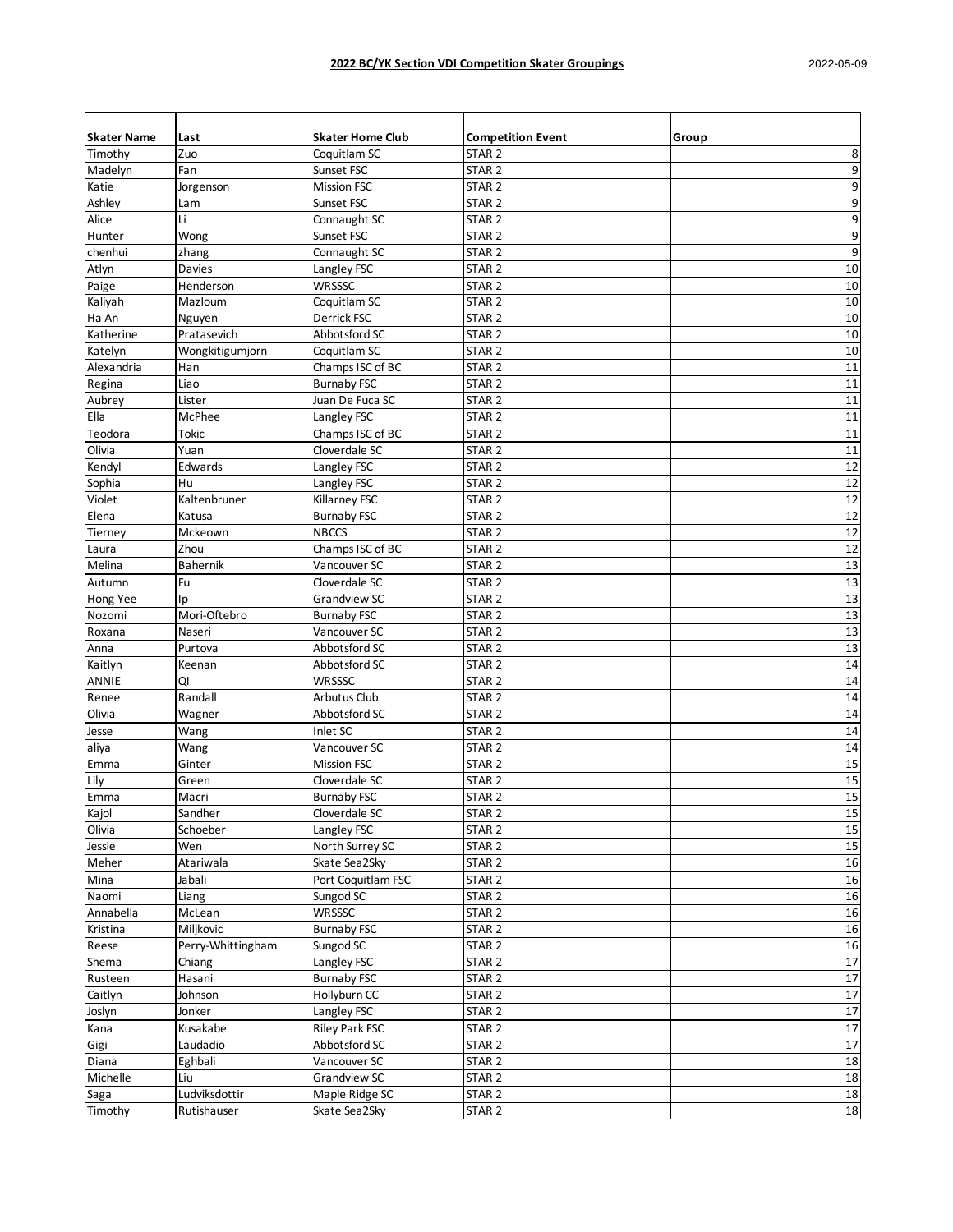## 2022 BC/YK Section VDI Competition Skater Groupings

2022-05-09

| Skater Name | Last | Skater Home Club | Competition Event | Group |
|---|---|---|---|---|
| Timothy | Zuo | Coquitlam SC | STAR 2 | 8 |
| Madelyn | Fan | Sunset FSC | STAR 2 | 9 |
| Katie | Jorgenson | Mission FSC | STAR 2 | 9 |
| Ashley | Lam | Sunset FSC | STAR 2 | 9 |
| Alice | Li | Connaught SC | STAR 2 | 9 |
| Hunter | Wong | Sunset FSC | STAR 2 | 9 |
| chenhui | zhang | Connaught SC | STAR 2 | 9 |
| Atlyn | Davies | Langley FSC | STAR 2 | 10 |
| Paige | Henderson | WRSSSC | STAR 2 | 10 |
| Kaliyah | Mazloum | Coquitlam SC | STAR 2 | 10 |
| Ha An | Nguyen | Derrick FSC | STAR 2 | 10 |
| Katherine | Pratasevich | Abbotsford SC | STAR 2 | 10 |
| Katelyn | Wongkitigumjorn | Coquitlam SC | STAR 2 | 10 |
| Alexandria | Han | Champs ISC of BC | STAR 2 | 11 |
| Regina | Liao | Burnaby FSC | STAR 2 | 11 |
| Aubrey | Lister | Juan De Fuca SC | STAR 2 | 11 |
| Ella | McPhee | Langley FSC | STAR 2 | 11 |
| Teodora | Tokic | Champs ISC of BC | STAR 2 | 11 |
| Olivia | Yuan | Cloverdale SC | STAR 2 | 11 |
| Kendyl | Edwards | Langley FSC | STAR 2 | 12 |
| Sophia | Hu | Langley FSC | STAR 2 | 12 |
| Violet | Kaltenbruner | Killarney FSC | STAR 2 | 12 |
| Elena | Katusa | Burnaby FSC | STAR 2 | 12 |
| Tierney | Mckeown | NBCCS | STAR 2 | 12 |
| Laura | Zhou | Champs ISC of BC | STAR 2 | 12 |
| Melina | Bahernik | Vancouver SC | STAR 2 | 13 |
| Autumn | Fu | Cloverdale SC | STAR 2 | 13 |
| Hong Yee | Ip | Grandview SC | STAR 2 | 13 |
| Nozomi | Mori-Oftebro | Burnaby FSC | STAR 2 | 13 |
| Roxana | Naseri | Vancouver SC | STAR 2 | 13 |
| Anna | Purtova | Abbotsford SC | STAR 2 | 13 |
| Kaitlyn | Keenan | Abbotsford SC | STAR 2 | 14 |
| ANNIE | QI | WRSSSC | STAR 2 | 14 |
| Renee | Randall | Arbutus Club | STAR 2 | 14 |
| Olivia | Wagner | Abbotsford SC | STAR 2 | 14 |
| Jesse | Wang | Inlet SC | STAR 2 | 14 |
| aliya | Wang | Vancouver SC | STAR 2 | 14 |
| Emma | Ginter | Mission FSC | STAR 2 | 15 |
| Lily | Green | Cloverdale SC | STAR 2 | 15 |
| Emma | Macri | Burnaby FSC | STAR 2 | 15 |
| Kajol | Sandher | Cloverdale SC | STAR 2 | 15 |
| Olivia | Schoeber | Langley FSC | STAR 2 | 15 |
| Jessie | Wen | North Surrey SC | STAR 2 | 15 |
| Meher | Atariwala | Skate Sea2Sky | STAR 2 | 16 |
| Mina | Jabali | Port Coquitlam FSC | STAR 2 | 16 |
| Naomi | Liang | Sungod SC | STAR 2 | 16 |
| Annabella | McLean | WRSSSC | STAR 2 | 16 |
| Kristina | Miljkovic | Burnaby FSC | STAR 2 | 16 |
| Reese | Perry-Whittingham | Sungod SC | STAR 2 | 16 |
| Shema | Chiang | Langley FSC | STAR 2 | 17 |
| Rusteen | Hasani | Burnaby FSC | STAR 2 | 17 |
| Caitlyn | Johnson | Hollyburn CC | STAR 2 | 17 |
| Joslyn | Jonker | Langley FSC | STAR 2 | 17 |
| Kana | Kusakabe | Riley Park FSC | STAR 2 | 17 |
| Gigi | Laudadio | Abbotsford SC | STAR 2 | 17 |
| Diana | Eghbali | Vancouver SC | STAR 2 | 18 |
| Michelle | Liu | Grandview SC | STAR 2 | 18 |
| Saga | Ludviksdottir | Maple Ridge SC | STAR 2 | 18 |
| Timothy | Rutishauser | Skate Sea2Sky | STAR 2 | 18 |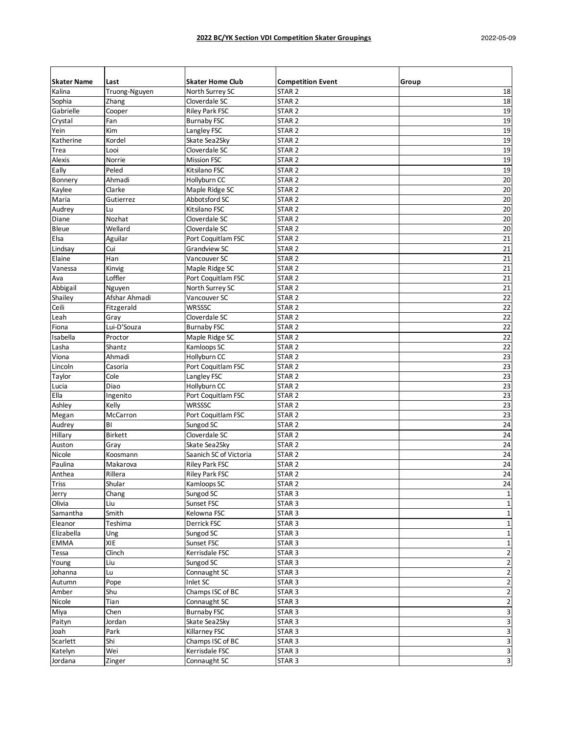**2022 BC/YK Section VDI Competition Skater Groupings**

2022-05-09

| Skater Name | Last | Skater Home Club | Competition Event | Group |
|---|---|---|---|---|
| Kalina | Truong-Nguyen | North Surrey SC | STAR 2 | 18 |
| Sophia | Zhang | Cloverdale SC | STAR 2 | 18 |
| Gabrielle | Cooper | Riley Park FSC | STAR 2 | 19 |
| Crystal | Fan | Burnaby FSC | STAR 2 | 19 |
| Yein | Kim | Langley FSC | STAR 2 | 19 |
| Katherine | Kordel | Skate Sea2Sky | STAR 2 | 19 |
| Trea | Looi | Cloverdale SC | STAR 2 | 19 |
| Alexis | Norrie | Mission FSC | STAR 2 | 19 |
| Eally | Peled | Kitsilano FSC | STAR 2 | 19 |
| Bonnery | Ahmadi | Hollyburn CC | STAR 2 | 20 |
| Kaylee | Clarke | Maple Ridge SC | STAR 2 | 20 |
| Maria | Gutierrez | Abbotsford SC | STAR 2 | 20 |
| Audrey | Lu | Kitsilano FSC | STAR 2 | 20 |
| Diane | Nozhat | Cloverdale SC | STAR 2 | 20 |
| Bleue | Wellard | Cloverdale SC | STAR 2 | 20 |
| Elsa | Aguilar | Port Coquitlam FSC | STAR 2 | 21 |
| Lindsay | Cui | Grandview SC | STAR 2 | 21 |
| Elaine | Han | Vancouver SC | STAR 2 | 21 |
| Vanessa | Kinvig | Maple Ridge SC | STAR 2 | 21 |
| Ava | Loffler | Port Coquitlam FSC | STAR 2 | 21 |
| Abbigail | Nguyen | North Surrey SC | STAR 2 | 21 |
| Shailey | Afshar Ahmadi | Vancouver SC | STAR 2 | 22 |
| Ceili | Fitzgerald | WRSSSC | STAR 2 | 22 |
| Leah | Gray | Cloverdale SC | STAR 2 | 22 |
| Fiona | Lui-D'Souza | Burnaby FSC | STAR 2 | 22 |
| Isabella | Proctor | Maple Ridge SC | STAR 2 | 22 |
| Lasha | Shantz | Kamloops SC | STAR 2 | 22 |
| Viona | Ahmadi | Hollyburn CC | STAR 2 | 23 |
| Lincoln | Casoria | Port Coquitlam FSC | STAR 2 | 23 |
| Taylor | Cole | Langley FSC | STAR 2 | 23 |
| Lucia | Diao | Hollyburn CC | STAR 2 | 23 |
| Ella | Ingenito | Port Coquitlam FSC | STAR 2 | 23 |
| Ashley | Kelly | WRSSSC | STAR 2 | 23 |
| Megan | McCarron | Port Coquitlam FSC | STAR 2 | 23 |
| Audrey | BI | Sungod SC | STAR 2 | 24 |
| Hillary | Birkett | Cloverdale SC | STAR 2 | 24 |
| Auston | Gray | Skate Sea2Sky | STAR 2 | 24 |
| Nicole | Koosmann | Saanich SC of Victoria | STAR 2 | 24 |
| Paulina | Makarova | Riley Park FSC | STAR 2 | 24 |
| Anthea | Rillera | Riley Park FSC | STAR 2 | 24 |
| Triss | Shular | Kamloops SC | STAR 2 | 24 |
| Jerry | Chang | Sungod SC | STAR 3 | 1 |
| Olivia | Liu | Sunset FSC | STAR 3 | 1 |
| Samantha | Smith | Kelowna FSC | STAR 3 | 1 |
| Eleanor | Teshima | Derrick FSC | STAR 3 | 1 |
| Elizabella | Ung | Sungod SC | STAR 3 | 1 |
| EMMA | XIE | Sunset FSC | STAR 3 | 1 |
| Tessa | Clinch | Kerrisdale FSC | STAR 3 | 2 |
| Young | Liu | Sungod SC | STAR 3 | 2 |
| Johanna | Lu | Connaught SC | STAR 3 | 2 |
| Autumn | Pope | Inlet SC | STAR 3 | 2 |
| Amber | Shu | Champs ISC of BC | STAR 3 | 2 |
| Nicole | Tian | Connaught SC | STAR 3 | 2 |
| Miya | Chen | Burnaby FSC | STAR 3 | 3 |
| Paityn | Jordan | Skate Sea2Sky | STAR 3 | 3 |
| Joah | Park | Killarney FSC | STAR 3 | 3 |
| Scarlett | Shi | Champs ISC of BC | STAR 3 | 3 |
| Katelyn | Wei | Kerrisdale FSC | STAR 3 | 3 |
| Jordana | Zinger | Connaught SC | STAR 3 | 3 |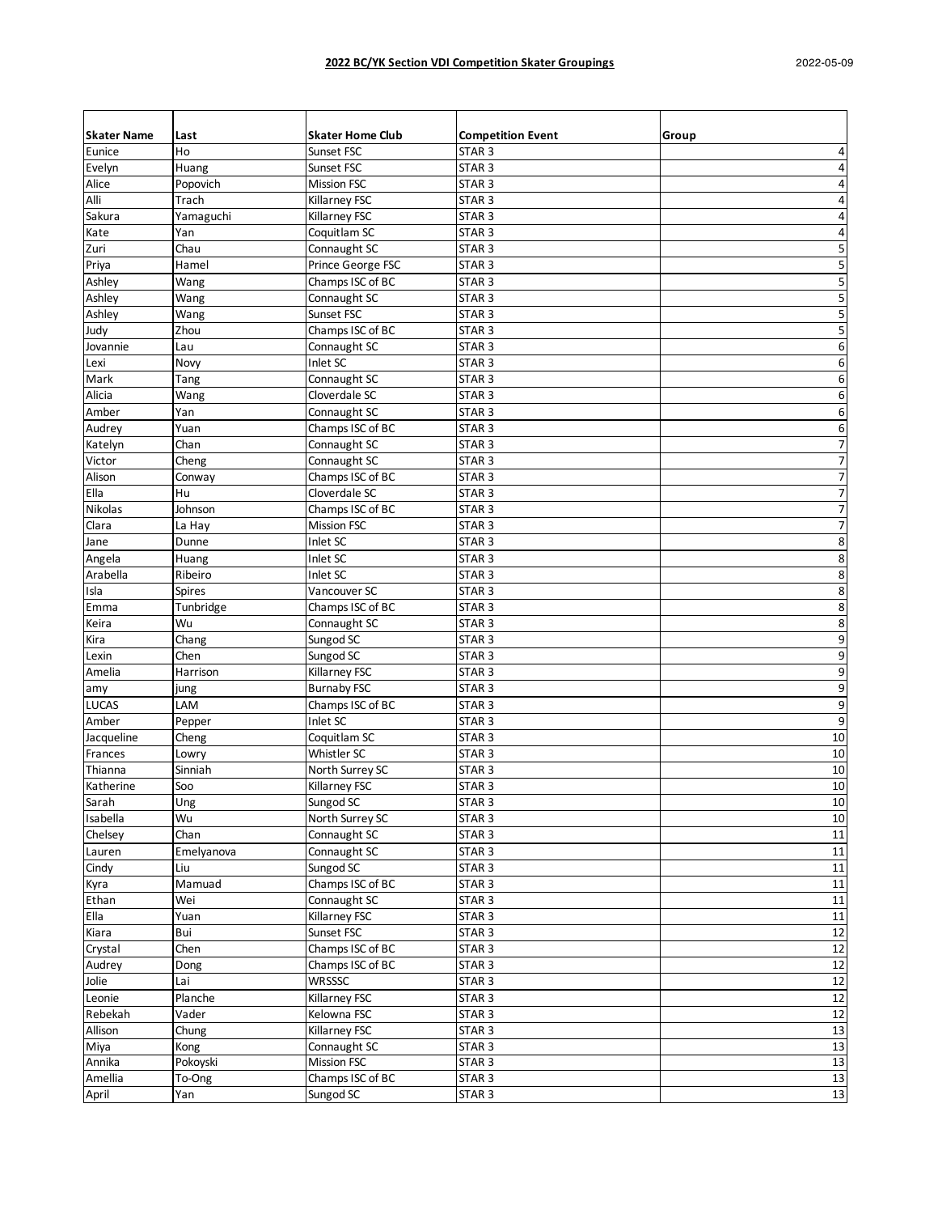**2022 BC/YK Section VDI Competition Skater Groupings**

| Skater Name | Last | Skater Home Club | Competition Event | Group |
|---|---|---|---|---|
| Eunice | Ho | Sunset FSC | STAR 3 | 4 |
| Evelyn | Huang | Sunset FSC | STAR 3 | 4 |
| Alice | Popovich | Mission FSC | STAR 3 | 4 |
| Alli | Trach | Killarney FSC | STAR 3 | 4 |
| Sakura | Yamaguchi | Killarney FSC | STAR 3 | 4 |
| Kate | Yan | Coquitlam SC | STAR 3 | 4 |
| Zuri | Chau | Connaught SC | STAR 3 | 5 |
| Priya | Hamel | Prince George FSC | STAR 3 | 5 |
| Ashley | Wang | Champs ISC of BC | STAR 3 | 5 |
| Ashley | Wang | Connaught SC | STAR 3 | 5 |
| Ashley | Wang | Sunset FSC | STAR 3 | 5 |
| Judy | Zhou | Champs ISC of BC | STAR 3 | 5 |
| Jovannie | Lau | Connaught SC | STAR 3 | 6 |
| Lexi | Novy | Inlet SC | STAR 3 | 6 |
| Mark | Tang | Connaught SC | STAR 3 | 6 |
| Alicia | Wang | Cloverdale SC | STAR 3 | 6 |
| Amber | Yan | Connaught SC | STAR 3 | 6 |
| Audrey | Yuan | Champs ISC of BC | STAR 3 | 6 |
| Katelyn | Chan | Connaught SC | STAR 3 | 7 |
| Victor | Cheng | Connaught SC | STAR 3 | 7 |
| Alison | Conway | Champs ISC of BC | STAR 3 | 7 |
| Ella | Hu | Cloverdale SC | STAR 3 | 7 |
| Nikolas | Johnson | Champs ISC of BC | STAR 3 | 7 |
| Clara | La Hay | Mission FSC | STAR 3 | 7 |
| Jane | Dunne | Inlet SC | STAR 3 | 8 |
| Angela | Huang | Inlet SC | STAR 3 | 8 |
| Arabella | Ribeiro | Inlet SC | STAR 3 | 8 |
| Isla | Spires | Vancouver SC | STAR 3 | 8 |
| Emma | Tunbridge | Champs ISC of BC | STAR 3 | 8 |
| Keira | Wu | Connaught SC | STAR 3 | 8 |
| Kira | Chang | Sungod SC | STAR 3 | 9 |
| Lexin | Chen | Sungod SC | STAR 3 | 9 |
| Amelia | Harrison | Killarney FSC | STAR 3 | 9 |
| amy | jung | Burnaby FSC | STAR 3 | 9 |
| LUCAS | LAM | Champs ISC of BC | STAR 3 | 9 |
| Amber | Pepper | Inlet SC | STAR 3 | 9 |
| Jacqueline | Cheng | Coquitlam SC | STAR 3 | 10 |
| Frances | Lowry | Whistler SC | STAR 3 | 10 |
| Thianna | Sinniah | North Surrey SC | STAR 3 | 10 |
| Katherine | Soo | Killarney FSC | STAR 3 | 10 |
| Sarah | Ung | Sungod SC | STAR 3 | 10 |
| Isabella | Wu | North Surrey SC | STAR 3 | 10 |
| Chelsey | Chan | Connaught SC | STAR 3 | 11 |
| Lauren | Emelyanova | Connaught SC | STAR 3 | 11 |
| Cindy | Liu | Sungod SC | STAR 3 | 11 |
| Kyra | Mamuad | Champs ISC of BC | STAR 3 | 11 |
| Ethan | Wei | Connaught SC | STAR 3 | 11 |
| Ella | Yuan | Killarney FSC | STAR 3 | 11 |
| Kiara | Bui | Sunset FSC | STAR 3 | 12 |
| Crystal | Chen | Champs ISC of BC | STAR 3 | 12 |
| Audrey | Dong | Champs ISC of BC | STAR 3 | 12 |
| Jolie | Lai | WRSSSC | STAR 3 | 12 |
| Leonie | Planche | Killarney FSC | STAR 3 | 12 |
| Rebekah | Vader | Kelowna FSC | STAR 3 | 12 |
| Allison | Chung | Killarney FSC | STAR 3 | 13 |
| Miya | Kong | Connaught SC | STAR 3 | 13 |
| Annika | Pokoyski | Mission FSC | STAR 3 | 13 |
| Amellia | To-Ong | Champs ISC of BC | STAR 3 | 13 |
| April | Yan | Sungod SC | STAR 3 | 13 |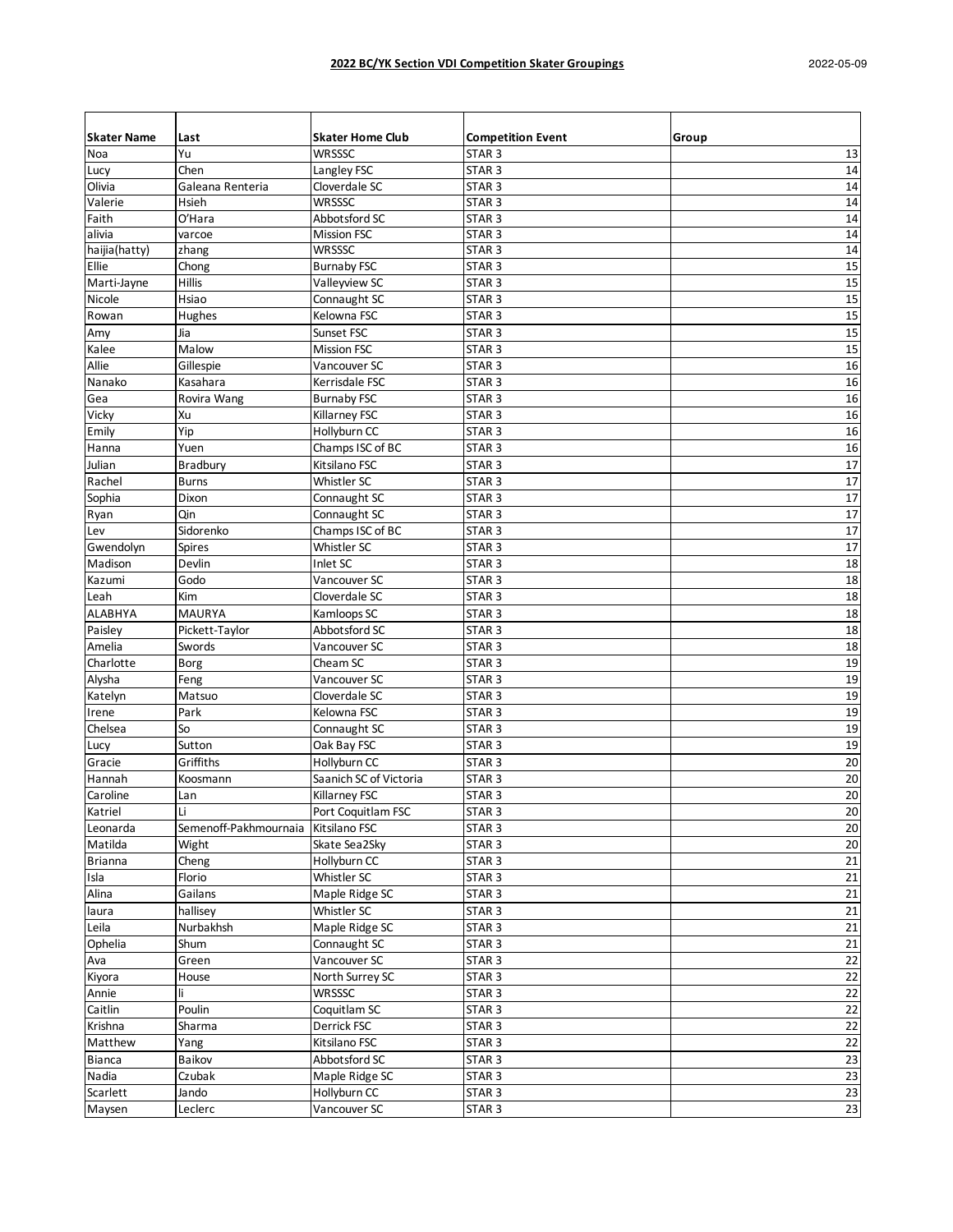**2022 BC/YK Section VDI Competition Skater Groupings**

2022-05-09

| Skater Name | Last | Skater Home Club | Competition Event | Group |
|---|---|---|---|---|
| Noa | Yu | WRSSSC | STAR 3 | 13 |
| Lucy | Chen | Langley FSC | STAR 3 | 14 |
| Olivia | Galeana Renteria | Cloverdale SC | STAR 3 | 14 |
| Valerie | Hsieh | WRSSSC | STAR 3 | 14 |
| Faith | O'Hara | Abbotsford SC | STAR 3 | 14 |
| alivia | varcoe | Mission FSC | STAR 3 | 14 |
| haijia(hatty) | zhang | WRSSSC | STAR 3 | 14 |
| Ellie | Chong | Burnaby FSC | STAR 3 | 15 |
| Marti-Jayne | Hillis | Valleyview SC | STAR 3 | 15 |
| Nicole | Hsiao | Connaught SC | STAR 3 | 15 |
| Rowan | Hughes | Kelowna FSC | STAR 3 | 15 |
| Amy | Jia | Sunset FSC | STAR 3 | 15 |
| Kalee | Malow | Mission FSC | STAR 3 | 15 |
| Allie | Gillespie | Vancouver SC | STAR 3 | 16 |
| Nanako | Kasahara | Kerrisdale FSC | STAR 3 | 16 |
| Gea | Rovira Wang | Burnaby FSC | STAR 3 | 16 |
| Vicky | Xu | Killarney FSC | STAR 3 | 16 |
| Emily | Yip | Hollyburn CC | STAR 3 | 16 |
| Hanna | Yuen | Champs ISC of BC | STAR 3 | 16 |
| Julian | Bradbury | Kitsilano FSC | STAR 3 | 17 |
| Rachel | Burns | Whistler SC | STAR 3 | 17 |
| Sophia | Dixon | Connaught SC | STAR 3 | 17 |
| Ryan | Qin | Connaught SC | STAR 3 | 17 |
| Lev | Sidorenko | Champs ISC of BC | STAR 3 | 17 |
| Gwendolyn | Spires | Whistler SC | STAR 3 | 17 |
| Madison | Devlin | Inlet SC | STAR 3 | 18 |
| Kazumi | Godo | Vancouver SC | STAR 3 | 18 |
| Leah | Kim | Cloverdale SC | STAR 3 | 18 |
| ALABHYA | MAURYA | Kamloops SC | STAR 3 | 18 |
| Paisley | Pickett-Taylor | Abbotsford SC | STAR 3 | 18 |
| Amelia | Swords | Vancouver SC | STAR 3 | 18 |
| Charlotte | Borg | Cheam SC | STAR 3 | 19 |
| Alysha | Feng | Vancouver SC | STAR 3 | 19 |
| Katelyn | Matsuo | Cloverdale SC | STAR 3 | 19 |
| Irene | Park | Kelowna FSC | STAR 3 | 19 |
| Chelsea | So | Connaught SC | STAR 3 | 19 |
| Lucy | Sutton | Oak Bay FSC | STAR 3 | 19 |
| Gracie | Griffiths | Hollyburn CC | STAR 3 | 20 |
| Hannah | Koosmann | Saanich SC of Victoria | STAR 3 | 20 |
| Caroline | Lan | Killarney FSC | STAR 3 | 20 |
| Katriel | Li | Port Coquitlam FSC | STAR 3 | 20 |
| Leonarda | Semenoff-Pakhmournaia | Kitsilano FSC | STAR 3 | 20 |
| Matilda | Wight | Skate Sea2Sky | STAR 3 | 20 |
| Brianna | Cheng | Hollyburn CC | STAR 3 | 21 |
| Isla | Florio | Whistler SC | STAR 3 | 21 |
| Alina | Gailans | Maple Ridge SC | STAR 3 | 21 |
| laura | hallisey | Whistler SC | STAR 3 | 21 |
| Leila | Nurbakhsh | Maple Ridge SC | STAR 3 | 21 |
| Ophelia | Shum | Connaught SC | STAR 3 | 21 |
| Ava | Green | Vancouver SC | STAR 3 | 22 |
| Kiyora | House | North Surrey SC | STAR 3 | 22 |
| Annie | li | WRSSSC | STAR 3 | 22 |
| Caitlin | Poulin | Coquitlam SC | STAR 3 | 22 |
| Krishna | Sharma | Derrick FSC | STAR 3 | 22 |
| Matthew | Yang | Kitsilano FSC | STAR 3 | 22 |
| Bianca | Baikov | Abbotsford SC | STAR 3 | 23 |
| Nadia | Czubak | Maple Ridge SC | STAR 3 | 23 |
| Scarlett | Jando | Hollyburn CC | STAR 3 | 23 |
| Maysen | Leclerc | Vancouver SC | STAR 3 | 23 |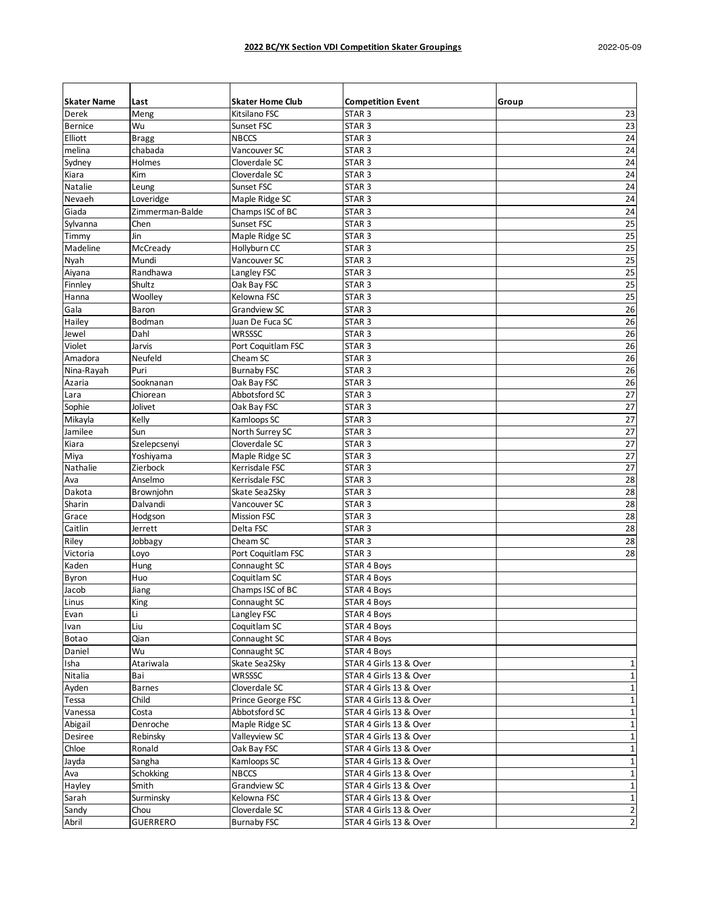## 2022 BC/YK Section VDI Competition Skater Groupings

2022-05-09

| Skater Name | Last | Skater Home Club | Competition Event | Group |
|---|---|---|---|---|
| Derek | Meng | Kitsilano FSC | STAR 3 | 23 |
| Bernice | Wu | Sunset FSC | STAR 3 | 23 |
| Elliott | Bragg | NBCCS | STAR 3 | 24 |
| melina | chabada | Vancouver SC | STAR 3 | 24 |
| Sydney | Holmes | Cloverdale SC | STAR 3 | 24 |
| Kiara | Kim | Cloverdale SC | STAR 3 | 24 |
| Natalie | Leung | Sunset FSC | STAR 3 | 24 |
| Nevaeh | Loveridge | Maple Ridge SC | STAR 3 | 24 |
| Giada | Zimmerman-Balde | Champs ISC of BC | STAR 3 | 24 |
| Sylvanna | Chen | Sunset FSC | STAR 3 | 25 |
| Timmy | Jin | Maple Ridge SC | STAR 3 | 25 |
| Madeline | McCready | Hollyburn CC | STAR 3 | 25 |
| Nyah | Mundi | Vancouver SC | STAR 3 | 25 |
| Aiyana | Randhawa | Langley FSC | STAR 3 | 25 |
| Finnley | Shultz | Oak Bay FSC | STAR 3 | 25 |
| Hanna | Woolley | Kelowna FSC | STAR 3 | 25 |
| Gala | Baron | Grandview SC | STAR 3 | 26 |
| Hailey | Bodman | Juan De Fuca SC | STAR 3 | 26 |
| Jewel | Dahl | WRSSSC | STAR 3 | 26 |
| Violet | Jarvis | Port Coquitlam FSC | STAR 3 | 26 |
| Amadora | Neufeld | Cheam SC | STAR 3 | 26 |
| Nina-Rayah | Puri | Burnaby FSC | STAR 3 | 26 |
| Azaria | Sooknanan | Oak Bay FSC | STAR 3 | 26 |
| Lara | Chiorean | Abbotsford SC | STAR 3 | 27 |
| Sophie | Jolivet | Oak Bay FSC | STAR 3 | 27 |
| Mikayla | Kelly | Kamloops SC | STAR 3 | 27 |
| Jamilee | Sun | North Surrey SC | STAR 3 | 27 |
| Kiara | Szelepcsenyi | Cloverdale SC | STAR 3 | 27 |
| Miya | Yoshiyama | Maple Ridge SC | STAR 3 | 27 |
| Nathalie | Zierbock | Kerrisdale FSC | STAR 3 | 27 |
| Ava | Anselmo | Kerrisdale FSC | STAR 3 | 28 |
| Dakota | Brownjohn | Skate Sea2Sky | STAR 3 | 28 |
| Sharin | Dalvandi | Vancouver SC | STAR 3 | 28 |
| Grace | Hodgson | Mission FSC | STAR 3 | 28 |
| Caitlin | Jerrett | Delta FSC | STAR 3 | 28 |
| Riley | Jobbagy | Cheam SC | STAR 3 | 28 |
| Victoria | Loyo | Port Coquitlam FSC | STAR 3 | 28 |
| Kaden | Hung | Connaught SC | STAR 4 Boys | |
| Byron | Huo | Coquitlam SC | STAR 4 Boys | |
| Jacob | Jiang | Champs ISC of BC | STAR 4 Boys | |
| Linus | King | Connaught SC | STAR 4 Boys | |
| Evan | Li | Langley FSC | STAR 4 Boys | |
| Ivan | Liu | Coquitlam SC | STAR 4 Boys | |
| Botao | Qian | Connaught SC | STAR 4 Boys | |
| Daniel | Wu | Connaught SC | STAR 4 Boys | |
| Isha | Atariwala | Skate Sea2Sky | STAR 4 Girls 13 & Over | 1 |
| Nitalia | Bai | WRSSSC | STAR 4 Girls 13 & Over | 1 |
| Ayden | Barnes | Cloverdale SC | STAR 4 Girls 13 & Over | 1 |
| Tessa | Child | Prince George FSC | STAR 4 Girls 13 & Over | 1 |
| Vanessa | Costa | Abbotsford SC | STAR 4 Girls 13 & Over | 1 |
| Abigail | Denroche | Maple Ridge SC | STAR 4 Girls 13 & Over | 1 |
| Desiree | Rebinsky | Valleyview SC | STAR 4 Girls 13 & Over | 1 |
| Chloe | Ronald | Oak Bay FSC | STAR 4 Girls 13 & Over | 1 |
| Jayda | Sangha | Kamloops SC | STAR 4 Girls 13 & Over | 1 |
| Ava | Schokking | NBCCS | STAR 4 Girls 13 & Over | 1 |
| Hayley | Smith | Grandview SC | STAR 4 Girls 13 & Over | 1 |
| Sarah | Surminsky | Kelowna FSC | STAR 4 Girls 13 & Over | 1 |
| Sandy | Chou | Cloverdale SC | STAR 4 Girls 13 & Over | 2 |
| Abril | GUERRERO | Burnaby FSC | STAR 4 Girls 13 & Over | 2 |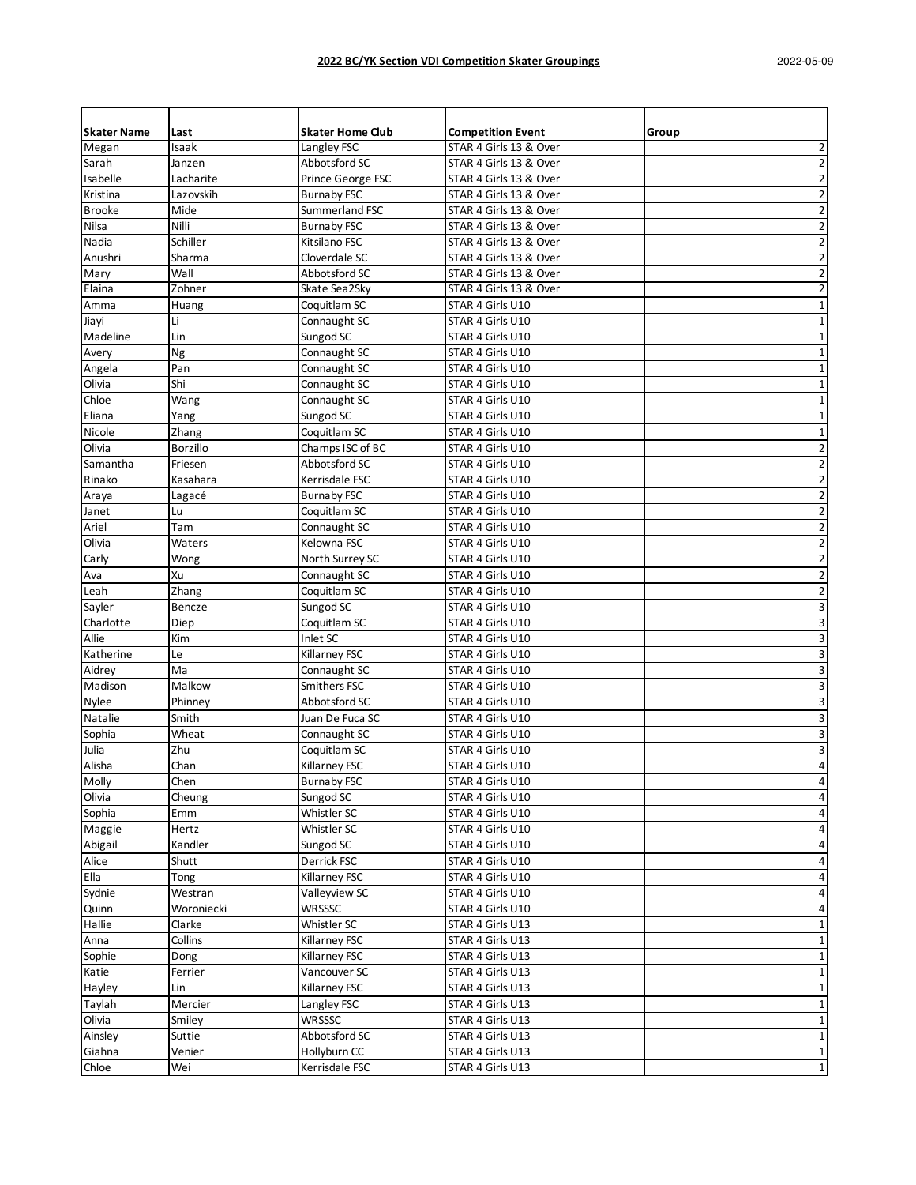**2022 BC/YK Section VDI Competition Skater Groupings**

2022-05-09

| Skater Name | Last | Skater Home Club | Competition Event | Group |
|---|---|---|---|---|
| Megan | Isaak | Langley FSC | STAR 4 Girls 13 & Over | 2 |
| Sarah | Janzen | Abbotsford SC | STAR 4 Girls 13 & Over | 2 |
| Isabelle | Lacharite | Prince George FSC | STAR 4 Girls 13 & Over | 2 |
| Kristina | Lazovskih | Burnaby FSC | STAR 4 Girls 13 & Over | 2 |
| Brooke | Mide | Summerland FSC | STAR 4 Girls 13 & Over | 2 |
| Nilsa | Nilli | Burnaby FSC | STAR 4 Girls 13 & Over | 2 |
| Nadia | Schiller | Kitsilano FSC | STAR 4 Girls 13 & Over | 2 |
| Anushri | Sharma | Cloverdale SC | STAR 4 Girls 13 & Over | 2 |
| Mary | Wall | Abbotsford SC | STAR 4 Girls 13 & Over | 2 |
| Elaina | Zohner | Skate Sea2Sky | STAR 4 Girls 13 & Over | 2 |
| Amma | Huang | Coquitlam SC | STAR 4 Girls U10 | 1 |
| Jiayi | Li | Connaught SC | STAR 4 Girls U10 | 1 |
| Madeline | Lin | Sungod SC | STAR 4 Girls U10 | 1 |
| Avery | Ng | Connaught SC | STAR 4 Girls U10 | 1 |
| Angela | Pan | Connaught SC | STAR 4 Girls U10 | 1 |
| Olivia | Shi | Connaught SC | STAR 4 Girls U10 | 1 |
| Chloe | Wang | Connaught SC | STAR 4 Girls U10 | 1 |
| Eliana | Yang | Sungod SC | STAR 4 Girls U10 | 1 |
| Nicole | Zhang | Coquitlam SC | STAR 4 Girls U10 | 1 |
| Olivia | Borzillo | Champs ISC of BC | STAR 4 Girls U10 | 2 |
| Samantha | Friesen | Abbotsford SC | STAR 4 Girls U10 | 2 |
| Rinako | Kasahara | Kerrisdale FSC | STAR 4 Girls U10 | 2 |
| Araya | Lagacé | Burnaby FSC | STAR 4 Girls U10 | 2 |
| Janet | Lu | Coquitlam SC | STAR 4 Girls U10 | 2 |
| Ariel | Tam | Connaught SC | STAR 4 Girls U10 | 2 |
| Olivia | Waters | Kelowna FSC | STAR 4 Girls U10 | 2 |
| Carly | Wong | North Surrey SC | STAR 4 Girls U10 | 2 |
| Ava | Xu | Connaught SC | STAR 4 Girls U10 | 2 |
| Leah | Zhang | Coquitlam SC | STAR 4 Girls U10 | 2 |
| Sayler | Bencze | Sungod SC | STAR 4 Girls U10 | 3 |
| Charlotte | Diep | Coquitlam SC | STAR 4 Girls U10 | 3 |
| Allie | Kim | Inlet SC | STAR 4 Girls U10 | 3 |
| Katherine | Le | Killarney FSC | STAR 4 Girls U10 | 3 |
| Aidrey | Ma | Connaught SC | STAR 4 Girls U10 | 3 |
| Madison | Malkow | Smithers FSC | STAR 4 Girls U10 | 3 |
| Nylee | Phinney | Abbotsford SC | STAR 4 Girls U10 | 3 |
| Natalie | Smith | Juan De Fuca SC | STAR 4 Girls U10 | 3 |
| Sophia | Wheat | Connaught SC | STAR 4 Girls U10 | 3 |
| Julia | Zhu | Coquitlam SC | STAR 4 Girls U10 | 3 |
| Alisha | Chan | Killarney FSC | STAR 4 Girls U10 | 4 |
| Molly | Chen | Burnaby FSC | STAR 4 Girls U10 | 4 |
| Olivia | Cheung | Sungod SC | STAR 4 Girls U10 | 4 |
| Sophia | Emm | Whistler SC | STAR 4 Girls U10 | 4 |
| Maggie | Hertz | Whistler SC | STAR 4 Girls U10 | 4 |
| Abigail | Kandler | Sungod SC | STAR 4 Girls U10 | 4 |
| Alice | Shutt | Derrick FSC | STAR 4 Girls U10 | 4 |
| Ella | Tong | Killarney FSC | STAR 4 Girls U10 | 4 |
| Sydnie | Westran | Valleyview SC | STAR 4 Girls U10 | 4 |
| Quinn | Woroniecki | WRSSSC | STAR 4 Girls U10 | 4 |
| Hallie | Clarke | Whistler SC | STAR 4 Girls U13 | 1 |
| Anna | Collins | Killarney FSC | STAR 4 Girls U13 | 1 |
| Sophie | Dong | Killarney FSC | STAR 4 Girls U13 | 1 |
| Katie | Ferrier | Vancouver SC | STAR 4 Girls U13 | 1 |
| Hayley | Lin | Killarney FSC | STAR 4 Girls U13 | 1 |
| Taylah | Mercier | Langley FSC | STAR 4 Girls U13 | 1 |
| Olivia | Smiley | WRSSSC | STAR 4 Girls U13 | 1 |
| Ainsley | Suttie | Abbotsford SC | STAR 4 Girls U13 | 1 |
| Giahna | Venier | Hollyburn CC | STAR 4 Girls U13 | 1 |
| Chloe | Wei | Kerrisdale FSC | STAR 4 Girls U13 | 1 |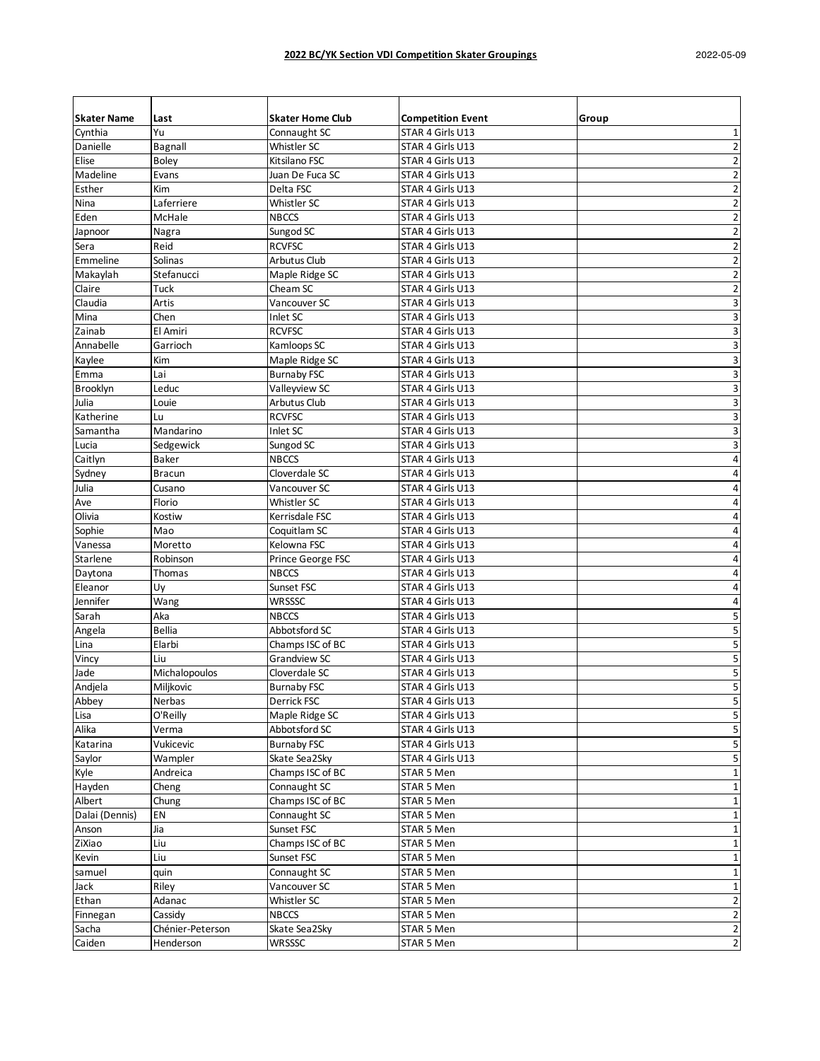## 2022 BC/YK Section VDI Competition Skater Groupings

2022-05-09

| Skater Name | Last | Skater Home Club | Competition Event | Group |
|---|---|---|---|---|
| Cynthia | Yu | Connaught SC | STAR 4 Girls U13 | 1 |
| Danielle | Bagnall | Whistler SC | STAR 4 Girls U13 | 2 |
| Elise | Boley | Kitsilano FSC | STAR 4 Girls U13 | 2 |
| Madeline | Evans | Juan De Fuca SC | STAR 4 Girls U13 | 2 |
| Esther | Kim | Delta FSC | STAR 4 Girls U13 | 2 |
| Nina | Laferriere | Whistler SC | STAR 4 Girls U13 | 2 |
| Eden | McHale | NBCCS | STAR 4 Girls U13 | 2 |
| Japnoor | Nagra | Sungod SC | STAR 4 Girls U13 | 2 |
| Sera | Reid | RCVFSC | STAR 4 Girls U13 | 2 |
| Emmeline | Solinas | Arbutus Club | STAR 4 Girls U13 | 2 |
| Makaylah | Stefanucci | Maple Ridge SC | STAR 4 Girls U13 | 2 |
| Claire | Tuck | Cheam SC | STAR 4 Girls U13 | 2 |
| Claudia | Artis | Vancouver SC | STAR 4 Girls U13 | 3 |
| Mina | Chen | Inlet SC | STAR 4 Girls U13 | 3 |
| Zainab | El Amiri | RCVFSC | STAR 4 Girls U13 | 3 |
| Annabelle | Garrioch | Kamloops SC | STAR 4 Girls U13 | 3 |
| Kaylee | Kim | Maple Ridge SC | STAR 4 Girls U13 | 3 |
| Emma | Lai | Burnaby FSC | STAR 4 Girls U13 | 3 |
| Brooklyn | Leduc | Valleyview SC | STAR 4 Girls U13 | 3 |
| Julia | Louie | Arbutus Club | STAR 4 Girls U13 | 3 |
| Katherine | Lu | RCVFSC | STAR 4 Girls U13 | 3 |
| Samantha | Mandarino | Inlet SC | STAR 4 Girls U13 | 3 |
| Lucia | Sedgewick | Sungod SC | STAR 4 Girls U13 | 3 |
| Caitlyn | Baker | NBCCS | STAR 4 Girls U13 | 4 |
| Sydney | Bracun | Cloverdale SC | STAR 4 Girls U13 | 4 |
| Julia | Cusano | Vancouver SC | STAR 4 Girls U13 | 4 |
| Ave | Florio | Whistler SC | STAR 4 Girls U13 | 4 |
| Olivia | Kostiw | Kerrisdale FSC | STAR 4 Girls U13 | 4 |
| Sophie | Mao | Coquitlam SC | STAR 4 Girls U13 | 4 |
| Vanessa | Moretto | Kelowna FSC | STAR 4 Girls U13 | 4 |
| Starlene | Robinson | Prince George FSC | STAR 4 Girls U13 | 4 |
| Daytona | Thomas | NBCCS | STAR 4 Girls U13 | 4 |
| Eleanor | Uy | Sunset FSC | STAR 4 Girls U13 | 4 |
| Jennifer | Wang | WRSSSC | STAR 4 Girls U13 | 4 |
| Sarah | Aka | NBCCS | STAR 4 Girls U13 | 5 |
| Angela | Bellia | Abbotsford SC | STAR 4 Girls U13 | 5 |
| Lina | Elarbi | Champs ISC of BC | STAR 4 Girls U13 | 5 |
| Vincy | Liu | Grandview SC | STAR 4 Girls U13 | 5 |
| Jade | Michalopoulos | Cloverdale SC | STAR 4 Girls U13 | 5 |
| Andjela | Miljkovic | Burnaby FSC | STAR 4 Girls U13 | 5 |
| Abbey | Nerbas | Derrick FSC | STAR 4 Girls U13 | 5 |
| Lisa | O'Reilly | Maple Ridge SC | STAR 4 Girls U13 | 5 |
| Alika | Verma | Abbotsford SC | STAR 4 Girls U13 | 5 |
| Katarina | Vukicevic | Burnaby FSC | STAR 4 Girls U13 | 5 |
| Saylor | Wampler | Skate Sea2Sky | STAR 4 Girls U13 | 5 |
| Kyle | Andreica | Champs ISC of BC | STAR 5 Men | 1 |
| Hayden | Cheng | Connaught SC | STAR 5 Men | 1 |
| Albert | Chung | Champs ISC of BC | STAR 5 Men | 1 |
| Dalai (Dennis) | EN | Connaught SC | STAR 5 Men | 1 |
| Anson | Jia | Sunset FSC | STAR 5 Men | 1 |
| ZiXiao | Liu | Champs ISC of BC | STAR 5 Men | 1 |
| Kevin | Liu | Sunset FSC | STAR 5 Men | 1 |
| samuel | quin | Connaught SC | STAR 5 Men | 1 |
| Jack | Riley | Vancouver SC | STAR 5 Men | 1 |
| Ethan | Adanac | Whistler SC | STAR 5 Men | 2 |
| Finnegan | Cassidy | NBCCS | STAR 5 Men | 2 |
| Sacha | Chénier-Peterson | Skate Sea2Sky | STAR 5 Men | 2 |
| Caiden | Henderson | WRSSSC | STAR 5 Men | 2 |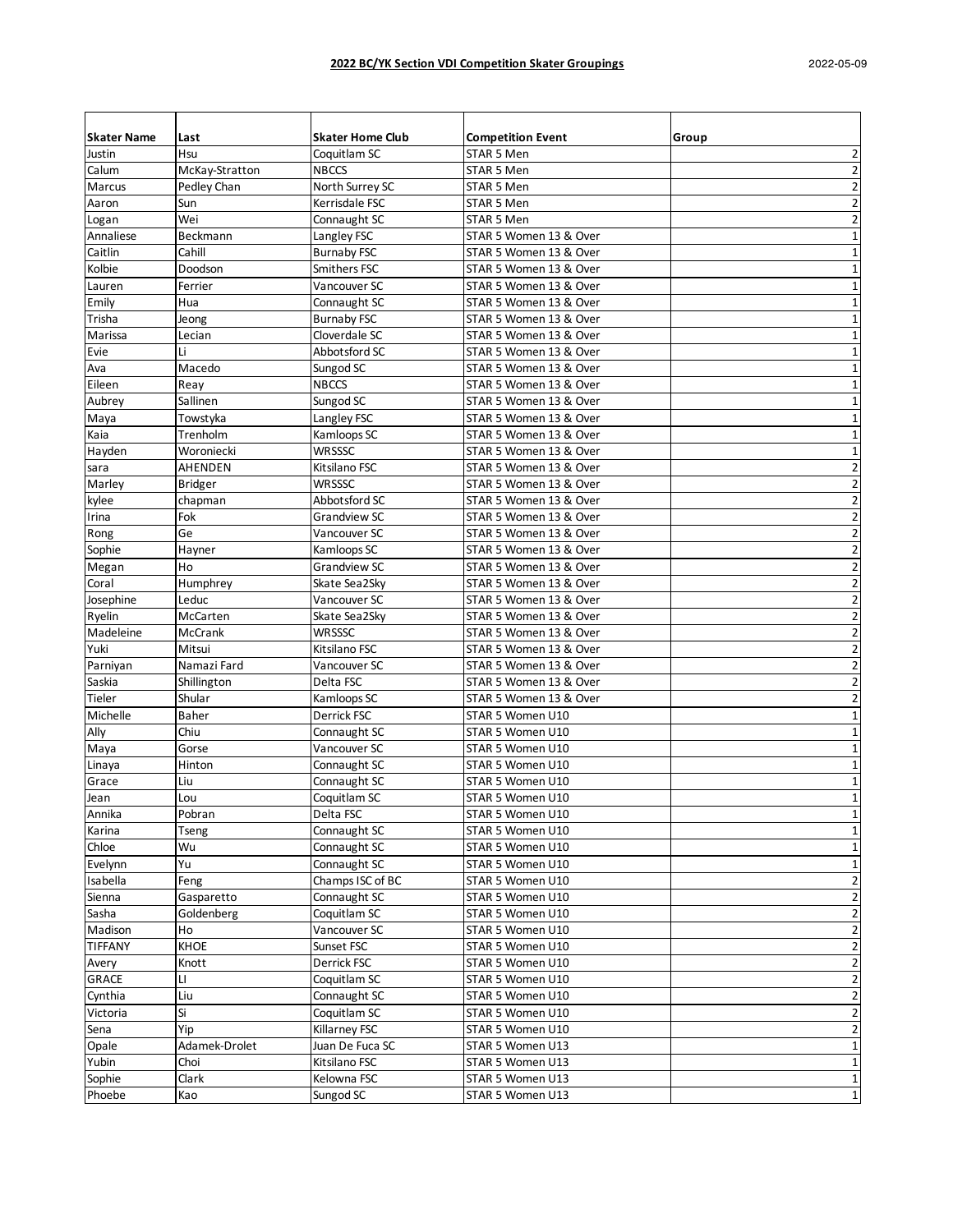**2022 BC/YK Section VDI Competition Skater Groupings**

2022-05-09

| Skater Name | Last | Skater Home Club | Competition Event | Group |
|---|---|---|---|---|
| Justin | Hsu | Coquitlam SC | STAR 5 Men | 2 |
| Calum | McKay-Stratton | NBCCS | STAR 5 Men | 2 |
| Marcus | Pedley Chan | North Surrey SC | STAR 5 Men | 2 |
| Aaron | Sun | Kerrisdale FSC | STAR 5 Men | 2 |
| Logan | Wei | Connaught SC | STAR 5 Men | 2 |
| Annaliese | Beckmann | Langley FSC | STAR 5 Women 13 & Over | 1 |
| Caitlin | Cahill | Burnaby FSC | STAR 5 Women 13 & Over | 1 |
| Kolbie | Doodson | Smithers FSC | STAR 5 Women 13 & Over | 1 |
| Lauren | Ferrier | Vancouver SC | STAR 5 Women 13 & Over | 1 |
| Emily | Hua | Connaught SC | STAR 5 Women 13 & Over | 1 |
| Trisha | Jeong | Burnaby FSC | STAR 5 Women 13 & Over | 1 |
| Marissa | Lecian | Cloverdale SC | STAR 5 Women 13 & Over | 1 |
| Evie | Li | Abbotsford SC | STAR 5 Women 13 & Over | 1 |
| Ava | Macedo | Sungod SC | STAR 5 Women 13 & Over | 1 |
| Eileen | Reay | NBCCS | STAR 5 Women 13 & Over | 1 |
| Aubrey | Sallinen | Sungod SC | STAR 5 Women 13 & Over | 1 |
| Maya | Towstyka | Langley FSC | STAR 5 Women 13 & Over | 1 |
| Kaia | Trenholm | Kamloops SC | STAR 5 Women 13 & Over | 1 |
| Hayden | Woroniecki | WRSSSC | STAR 5 Women 13 & Over | 1 |
| sara | AHENDEN | Kitsilano FSC | STAR 5 Women 13 & Over | 2 |
| Marley | Bridger | WRSSSC | STAR 5 Women 13 & Over | 2 |
| kylee | chapman | Abbotsford SC | STAR 5 Women 13 & Over | 2 |
| Irina | Fok | Grandview SC | STAR 5 Women 13 & Over | 2 |
| Rong | Ge | Vancouver SC | STAR 5 Women 13 & Over | 2 |
| Sophie | Hayner | Kamloops SC | STAR 5 Women 13 & Over | 2 |
| Megan | Ho | Grandview SC | STAR 5 Women 13 & Over | 2 |
| Coral | Humphrey | Skate Sea2Sky | STAR 5 Women 13 & Over | 2 |
| Josephine | Leduc | Vancouver SC | STAR 5 Women 13 & Over | 2 |
| Ryelin | McCarten | Skate Sea2Sky | STAR 5 Women 13 & Over | 2 |
| Madeleine | McCrank | WRSSSC | STAR 5 Women 13 & Over | 2 |
| Yuki | Mitsui | Kitsilano FSC | STAR 5 Women 13 & Over | 2 |
| Parniyan | Namazi Fard | Vancouver SC | STAR 5 Women 13 & Over | 2 |
| Saskia | Shillington | Delta FSC | STAR 5 Women 13 & Over | 2 |
| Tieler | Shular | Kamloops SC | STAR 5 Women 13 & Over | 2 |
| Michelle | Baher | Derrick FSC | STAR 5 Women U10 | 1 |
| Ally | Chiu | Connaught SC | STAR 5 Women U10 | 1 |
| Maya | Gorse | Vancouver SC | STAR 5 Women U10 | 1 |
| Linaya | Hinton | Connaught SC | STAR 5 Women U10 | 1 |
| Grace | Liu | Connaught SC | STAR 5 Women U10 | 1 |
| Jean | Lou | Coquitlam SC | STAR 5 Women U10 | 1 |
| Annika | Pobran | Delta FSC | STAR 5 Women U10 | 1 |
| Karina | Tseng | Connaught SC | STAR 5 Women U10 | 1 |
| Chloe | Wu | Connaught SC | STAR 5 Women U10 | 1 |
| Evelynn | Yu | Connaught SC | STAR 5 Women U10 | 1 |
| Isabella | Feng | Champs ISC of BC | STAR 5 Women U10 | 2 |
| Sienna | Gasparetto | Connaught SC | STAR 5 Women U10 | 2 |
| Sasha | Goldenberg | Coquitlam SC | STAR 5 Women U10 | 2 |
| Madison | Ho | Vancouver SC | STAR 5 Women U10 | 2 |
| TIFFANY | KHOE | Sunset FSC | STAR 5 Women U10 | 2 |
| Avery | Knott | Derrick FSC | STAR 5 Women U10 | 2 |
| GRACE | LI | Coquitlam SC | STAR 5 Women U10 | 2 |
| Cynthia | Liu | Connaught SC | STAR 5 Women U10 | 2 |
| Victoria | Si | Coquitlam SC | STAR 5 Women U10 | 2 |
| Sena | Yip | Killarney FSC | STAR 5 Women U10 | 2 |
| Opale | Adamek-Drolet | Juan De Fuca SC | STAR 5 Women U13 | 1 |
| Yubin | Choi | Kitsilano FSC | STAR 5 Women U13 | 1 |
| Sophie | Clark | Kelowna FSC | STAR 5 Women U13 | 1 |
| Phoebe | Kao | Sungod SC | STAR 5 Women U13 | 1 |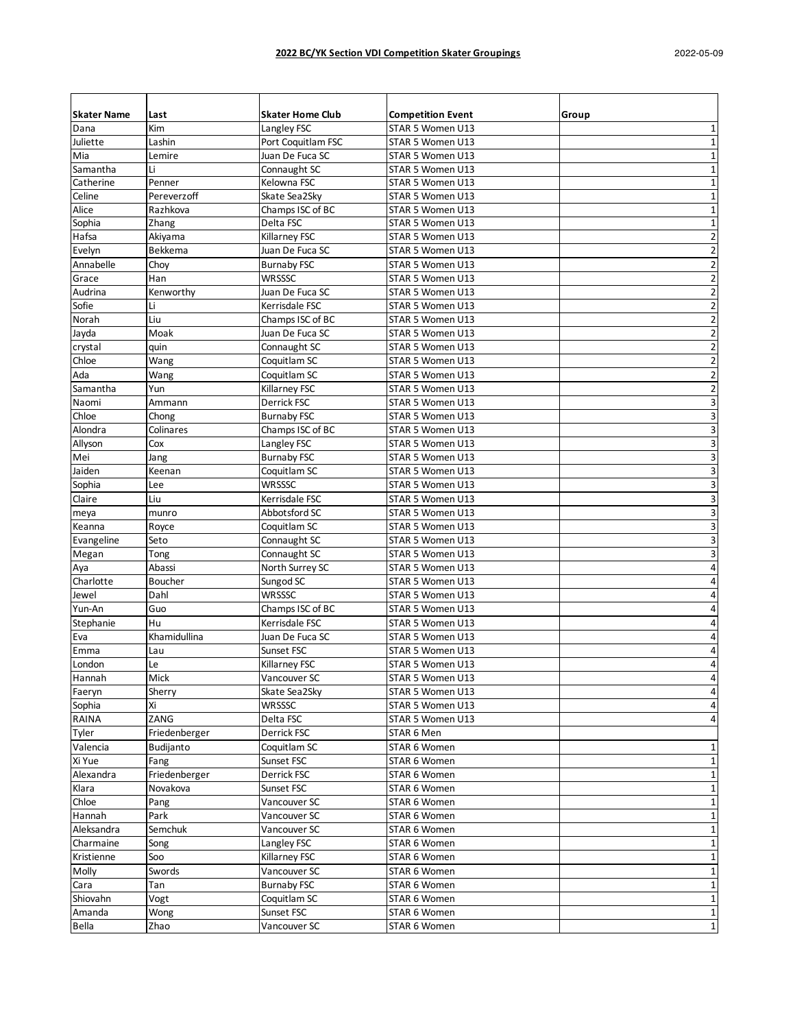**2022 BC/YK Section VDI Competition Skater Groupings**

2022-05-09

| Skater Name | Last | Skater Home Club | Competition Event | Group |
|---|---|---|---|---|
| Dana | Kim | Langley FSC | STAR 5 Women U13 | 1 |
| Juliette | Lashin | Port Coquitlam FSC | STAR 5 Women U13 | 1 |
| Mia | Lemire | Juan De Fuca SC | STAR 5 Women U13 | 1 |
| Samantha | Li | Connaught SC | STAR 5 Women U13 | 1 |
| Catherine | Penner | Kelowna FSC | STAR 5 Women U13 | 1 |
| Celine | Pereverzoff | Skate Sea2Sky | STAR 5 Women U13 | 1 |
| Alice | Razhkova | Champs ISC of BC | STAR 5 Women U13 | 1 |
| Sophia | Zhang | Delta FSC | STAR 5 Women U13 | 1 |
| Hafsa | Akiyama | Killarney FSC | STAR 5 Women U13 | 2 |
| Evelyn | Bekkema | Juan De Fuca SC | STAR 5 Women U13 | 2 |
| Annabelle | Choy | Burnaby FSC | STAR 5 Women U13 | 2 |
| Grace | Han | WRSSSC | STAR 5 Women U13 | 2 |
| Audrina | Kenworthy | Juan De Fuca SC | STAR 5 Women U13 | 2 |
| Sofie | Li | Kerrisdale FSC | STAR 5 Women U13 | 2 |
| Norah | Liu | Champs ISC of BC | STAR 5 Women U13 | 2 |
| Jayda | Moak | Juan De Fuca SC | STAR 5 Women U13 | 2 |
| crystal | quin | Connaught SC | STAR 5 Women U13 | 2 |
| Chloe | Wang | Coquitlam SC | STAR 5 Women U13 | 2 |
| Ada | Wang | Coquitlam SC | STAR 5 Women U13 | 2 |
| Samantha | Yun | Killarney FSC | STAR 5 Women U13 | 2 |
| Naomi | Ammann | Derrick FSC | STAR 5 Women U13 | 3 |
| Chloe | Chong | Burnaby FSC | STAR 5 Women U13 | 3 |
| Alondra | Colinares | Champs ISC of BC | STAR 5 Women U13 | 3 |
| Allyson | Cox | Langley FSC | STAR 5 Women U13 | 3 |
| Mei | Jang | Burnaby FSC | STAR 5 Women U13 | 3 |
| Jaiden | Keenan | Coquitlam SC | STAR 5 Women U13 | 3 |
| Sophia | Lee | WRSSSC | STAR 5 Women U13 | 3 |
| Claire | Liu | Kerrisdale FSC | STAR 5 Women U13 | 3 |
| meya | munro | Abbotsford SC | STAR 5 Women U13 | 3 |
| Keanna | Royce | Coquitlam SC | STAR 5 Women U13 | 3 |
| Evangeline | Seto | Connaught SC | STAR 5 Women U13 | 3 |
| Megan | Tong | Connaught SC | STAR 5 Women U13 | 3 |
| Aya | Abassi | North Surrey SC | STAR 5 Women U13 | 4 |
| Charlotte | Boucher | Sungod SC | STAR 5 Women U13 | 4 |
| Jewel | Dahl | WRSSSC | STAR 5 Women U13 | 4 |
| Yun-An | Guo | Champs ISC of BC | STAR 5 Women U13 | 4 |
| Stephanie | Hu | Kerrisdale FSC | STAR 5 Women U13 | 4 |
| Eva | Khamidullina | Juan De Fuca SC | STAR 5 Women U13 | 4 |
| Emma | Lau | Sunset FSC | STAR 5 Women U13 | 4 |
| London | Le | Killarney FSC | STAR 5 Women U13 | 4 |
| Hannah | Mick | Vancouver SC | STAR 5 Women U13 | 4 |
| Faeryn | Sherry | Skate Sea2Sky | STAR 5 Women U13 | 4 |
| Sophia | Xi | WRSSSC | STAR 5 Women U13 | 4 |
| RAINA | ZANG | Delta FSC | STAR 5 Women U13 | 4 |
| Tyler | Friedenberger | Derrick FSC | STAR 6 Men | |
| Valencia | Budijanto | Coquitlam SC | STAR 6 Women | 1 |
| Xi Yue | Fang | Sunset FSC | STAR 6 Women | 1 |
| Alexandra | Friedenberger | Derrick FSC | STAR 6 Women | 1 |
| Klara | Novakova | Sunset FSC | STAR 6 Women | 1 |
| Chloe | Pang | Vancouver SC | STAR 6 Women | 1 |
| Hannah | Park | Vancouver SC | STAR 6 Women | 1 |
| Aleksandra | Semchuk | Vancouver SC | STAR 6 Women | 1 |
| Charmaine | Song | Langley FSC | STAR 6 Women | 1 |
| Kristienne | Soo | Killarney FSC | STAR 6 Women | 1 |
| Molly | Swords | Vancouver SC | STAR 6 Women | 1 |
| Cara | Tan | Burnaby FSC | STAR 6 Women | 1 |
| Shiovahn | Vogt | Coquitlam SC | STAR 6 Women | 1 |
| Amanda | Wong | Sunset FSC | STAR 6 Women | 1 |
| Bella | Zhao | Vancouver SC | STAR 6 Women | 1 |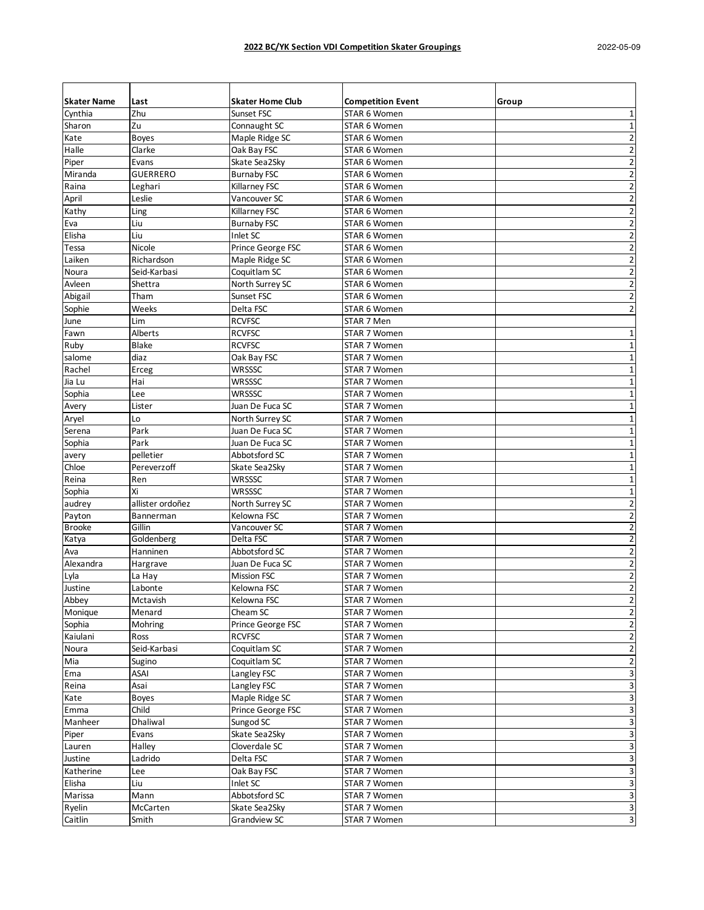**2022 BC/YK Section VDI Competition Skater Groupings**

2022-05-09

| Skater Name | Last | Skater Home Club | Competition Event | Group |
|---|---|---|---|---|
| Cynthia | Zhu | Sunset FSC | STAR 6 Women | 1 |
| Sharon | Zu | Connaught SC | STAR 6 Women | 1 |
| Kate | Boyes | Maple Ridge SC | STAR 6 Women | 2 |
| Halle | Clarke | Oak Bay FSC | STAR 6 Women | 2 |
| Piper | Evans | Skate Sea2Sky | STAR 6 Women | 2 |
| Miranda | GUERRERO | Burnaby FSC | STAR 6 Women | 2 |
| Raina | Leghari | Killarney FSC | STAR 6 Women | 2 |
| April | Leslie | Vancouver SC | STAR 6 Women | 2 |
| Kathy | Ling | Killarney FSC | STAR 6 Women | 2 |
| Eva | Liu | Burnaby FSC | STAR 6 Women | 2 |
| Elisha | Liu | Inlet SC | STAR 6 Women | 2 |
| Tessa | Nicole | Prince George FSC | STAR 6 Women | 2 |
| Laiken | Richardson | Maple Ridge SC | STAR 6 Women | 2 |
| Noura | Seid-Karbasi | Coquitlam SC | STAR 6 Women | 2 |
| Avleen | Shettra | North Surrey SC | STAR 6 Women | 2 |
| Abigail | Tham | Sunset FSC | STAR 6 Women | 2 |
| Sophie | Weeks | Delta FSC | STAR 6 Women | 2 |
| June | Lim | RCVFSC | STAR 7 Men | |
| Fawn | Alberts | RCVFSC | STAR 7 Women | 1 |
| Ruby | Blake | RCVFSC | STAR 7 Women | 1 |
| salome | diaz | Oak Bay FSC | STAR 7 Women | 1 |
| Rachel | Erceg | WRSSSC | STAR 7 Women | 1 |
| Jia Lu | Hai | WRSSSC | STAR 7 Women | 1 |
| Sophia | Lee | WRSSSC | STAR 7 Women | 1 |
| Avery | Lister | Juan De Fuca SC | STAR 7 Women | 1 |
| Aryel | Lo | North Surrey SC | STAR 7 Women | 1 |
| Serena | Park | Juan De Fuca SC | STAR 7 Women | 1 |
| Sophia | Park | Juan De Fuca SC | STAR 7 Women | 1 |
| avery | pelletier | Abbotsford SC | STAR 7 Women | 1 |
| Chloe | Pereverzoff | Skate Sea2Sky | STAR 7 Women | 1 |
| Reina | Ren | WRSSSC | STAR 7 Women | 1 |
| Sophia | Xi | WRSSSC | STAR 7 Women | 1 |
| audrey | allister ordoñez | North Surrey SC | STAR 7 Women | 2 |
| Payton | Bannerman | Kelowna FSC | STAR 7 Women | 2 |
| Brooke | Gillin | Vancouver SC | STAR 7 Women | 2 |
| Katya | Goldenberg | Delta FSC | STAR 7 Women | 2 |
| Ava | Hanninen | Abbotsford SC | STAR 7 Women | 2 |
| Alexandra | Hargrave | Juan De Fuca SC | STAR 7 Women | 2 |
| Lyla | La Hay | Mission FSC | STAR 7 Women | 2 |
| Justine | Labonte | Kelowna FSC | STAR 7 Women | 2 |
| Abbey | Mctavish | Kelowna FSC | STAR 7 Women | 2 |
| Monique | Menard | Cheam SC | STAR 7 Women | 2 |
| Sophia | Mohring | Prince George FSC | STAR 7 Women | 2 |
| Kaiulani | Ross | RCVFSC | STAR 7 Women | 2 |
| Noura | Seid-Karbasi | Coquitlam SC | STAR 7 Women | 2 |
| Mia | Sugino | Coquitlam SC | STAR 7 Women | 2 |
| Ema | ASAI | Langley FSC | STAR 7 Women | 3 |
| Reina | Asai | Langley FSC | STAR 7 Women | 3 |
| Kate | Boyes | Maple Ridge SC | STAR 7 Women | 3 |
| Emma | Child | Prince George FSC | STAR 7 Women | 3 |
| Manheer | Dhaliwal | Sungod SC | STAR 7 Women | 3 |
| Piper | Evans | Skate Sea2Sky | STAR 7 Women | 3 |
| Lauren | Halley | Cloverdale SC | STAR 7 Women | 3 |
| Justine | Ladrido | Delta FSC | STAR 7 Women | 3 |
| Katherine | Lee | Oak Bay FSC | STAR 7 Women | 3 |
| Elisha | Liu | Inlet SC | STAR 7 Women | 3 |
| Marissa | Mann | Abbotsford SC | STAR 7 Women | 3 |
| Ryelin | McCarten | Skate Sea2Sky | STAR 7 Women | 3 |
| Caitlin | Smith | Grandview SC | STAR 7 Women | 3 |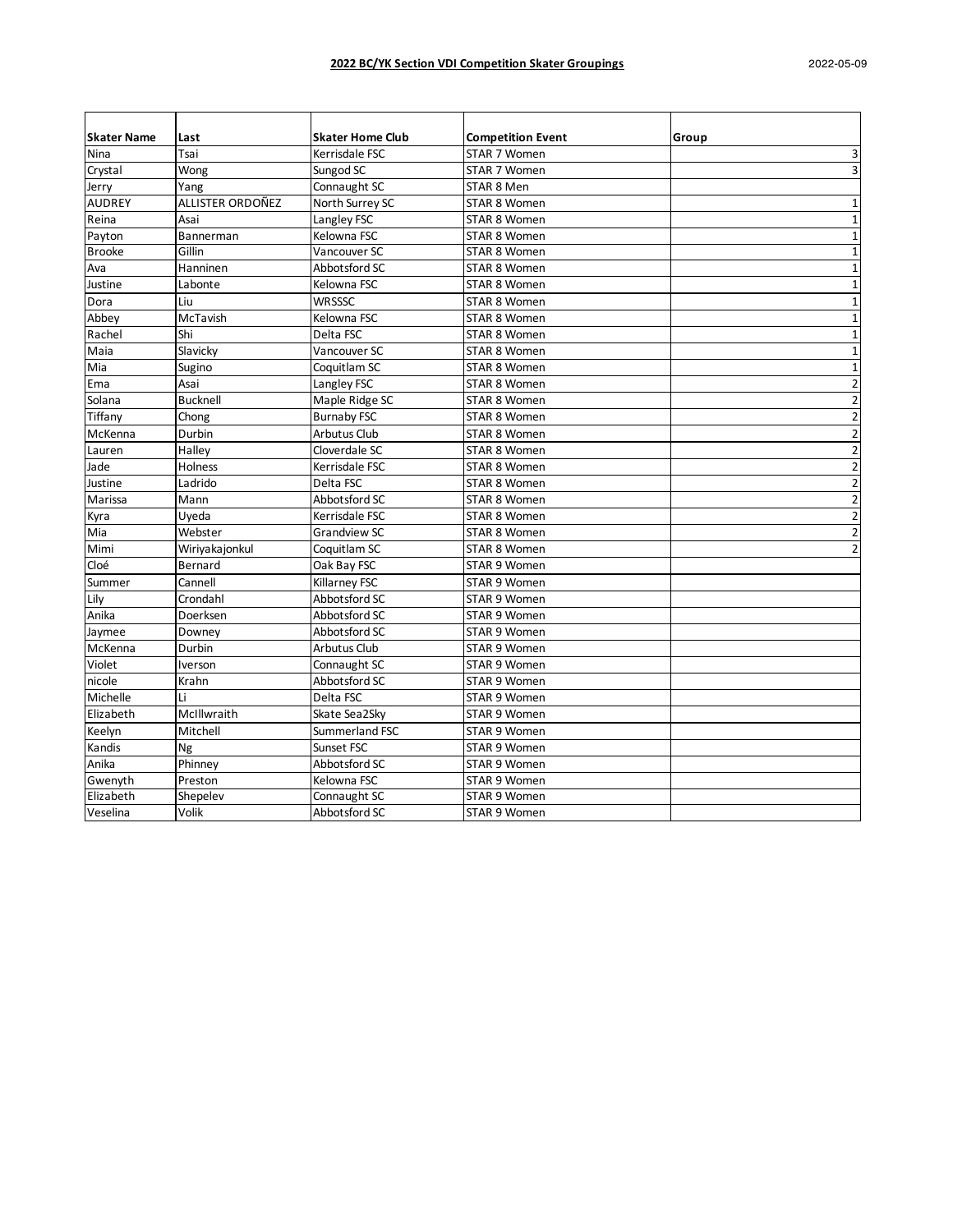**2022 BC/YK Section VDI Competition Skater Groupings**

2022-05-09

| Skater Name | Last | Skater Home Club | Competition Event | Group |
|---|---|---|---|---|
| Nina | Tsai | Kerrisdale FSC | STAR 7 Women | 3 |
| Crystal | Wong | Sungod SC | STAR 7 Women | 3 |
| Jerry | Yang | Connaught SC | STAR 8 Men | |
| AUDREY | ALLISTER ORDOÑEZ | North Surrey SC | STAR 8 Women | 1 |
| Reina | Asai | Langley FSC | STAR 8 Women | 1 |
| Payton | Bannerman | Kelowna FSC | STAR 8 Women | 1 |
| Brooke | Gillin | Vancouver SC | STAR 8 Women | 1 |
| Ava | Hanninen | Abbotsford SC | STAR 8 Women | 1 |
| Justine | Labonte | Kelowna FSC | STAR 8 Women | 1 |
| Dora | Liu | WRSSSC | STAR 8 Women | 1 |
| Abbey | McTavish | Kelowna FSC | STAR 8 Women | 1 |
| Rachel | Shi | Delta FSC | STAR 8 Women | 1 |
| Maia | Slavicky | Vancouver SC | STAR 8 Women | 1 |
| Mia | Sugino | Coquitlam SC | STAR 8 Women | 1 |
| Ema | Asai | Langley FSC | STAR 8 Women | 2 |
| Solana | Bucknell | Maple Ridge SC | STAR 8 Women | 2 |
| Tiffany | Chong | Burnaby FSC | STAR 8 Women | 2 |
| McKenna | Durbin | Arbutus Club | STAR 8 Women | 2 |
| Lauren | Halley | Cloverdale SC | STAR 8 Women | 2 |
| Jade | Holness | Kerrisdale FSC | STAR 8 Women | 2 |
| Justine | Ladrido | Delta FSC | STAR 8 Women | 2 |
| Marissa | Mann | Abbotsford SC | STAR 8 Women | 2 |
| Kyra | Uyeda | Kerrisdale FSC | STAR 8 Women | 2 |
| Mia | Webster | Grandview SC | STAR 8 Women | 2 |
| Mimi | Wiriyakajonkul | Coquitlam SC | STAR 8 Women | 2 |
| Cloé | Bernard | Oak Bay FSC | STAR 9 Women | |
| Summer | Cannell | Killarney FSC | STAR 9 Women | |
| Lily | Crondahl | Abbotsford SC | STAR 9 Women | |
| Anika | Doerksen | Abbotsford SC | STAR 9 Women | |
| Jaymee | Downey | Abbotsford SC | STAR 9 Women | |
| McKenna | Durbin | Arbutus Club | STAR 9 Women | |
| Violet | Iverson | Connaught SC | STAR 9 Women | |
| nicole | Krahn | Abbotsford SC | STAR 9 Women | |
| Michelle | Li | Delta FSC | STAR 9 Women | |
| Elizabeth | McIllwraith | Skate Sea2Sky | STAR 9 Women | |
| Keelyn | Mitchell | Summerland FSC | STAR 9 Women | |
| Kandis | Ng | Sunset FSC | STAR 9 Women | |
| Anika | Phinney | Abbotsford SC | STAR 9 Women | |
| Gwenyth | Preston | Kelowna FSC | STAR 9 Women | |
| Elizabeth | Shepelev | Connaught SC | STAR 9 Women | |
| Veselina | Volik | Abbotsford SC | STAR 9 Women | |